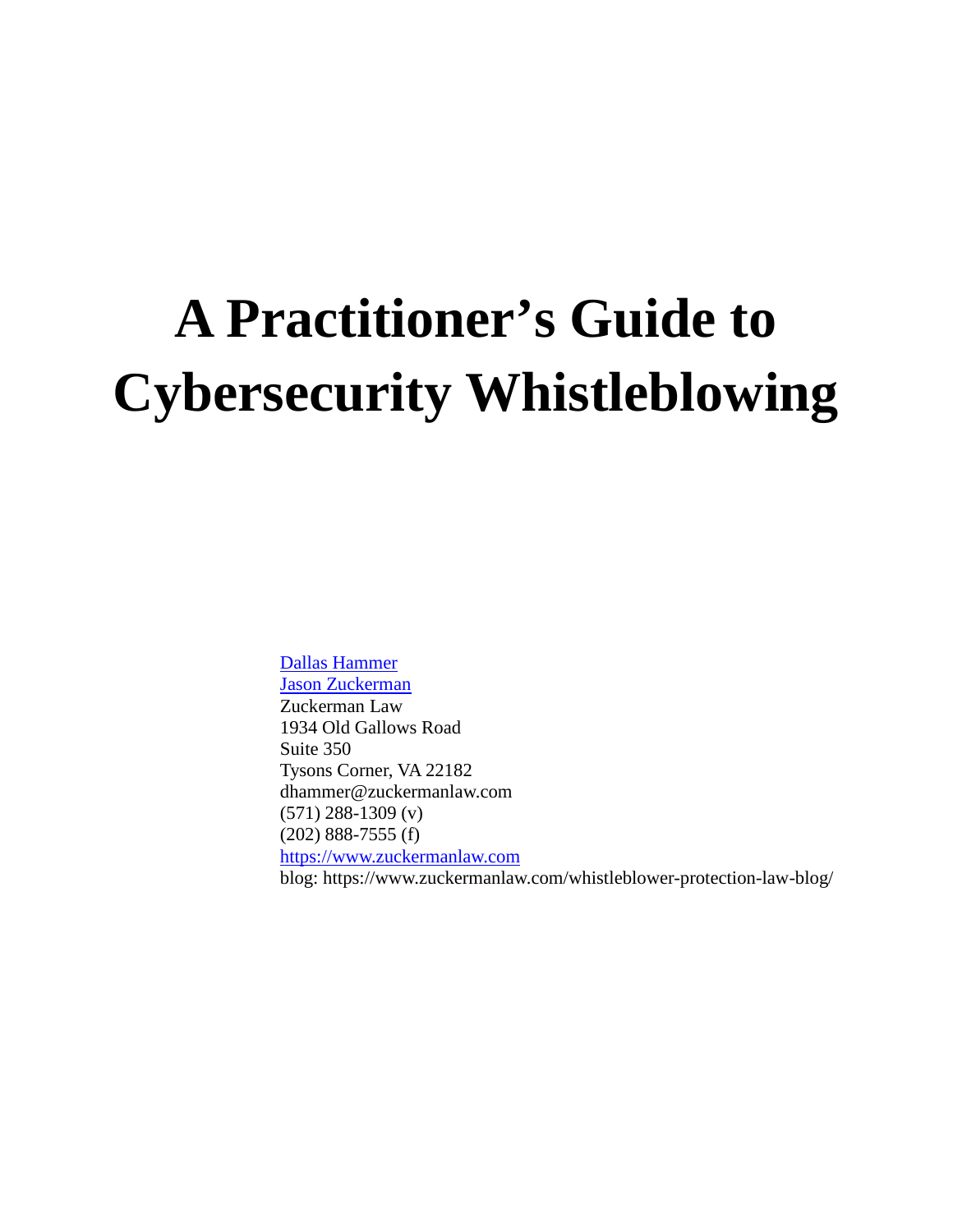# A Practitioner's Guide to Cybersecurity Whistleblowing

Dallas Hammer
Jason Zuckerman
Zuckerman Law
1934 Old Gallows Road
Suite 350
Tysons Corner, VA 22182
dhammer@zuckermanlaw.com
(571) 288-1309 (v)
(202) 888-7555 (f)
https://www.zuckermanlaw.com
blog: https://www.zuckermanlaw.com/whistleblower-protection-law-blog/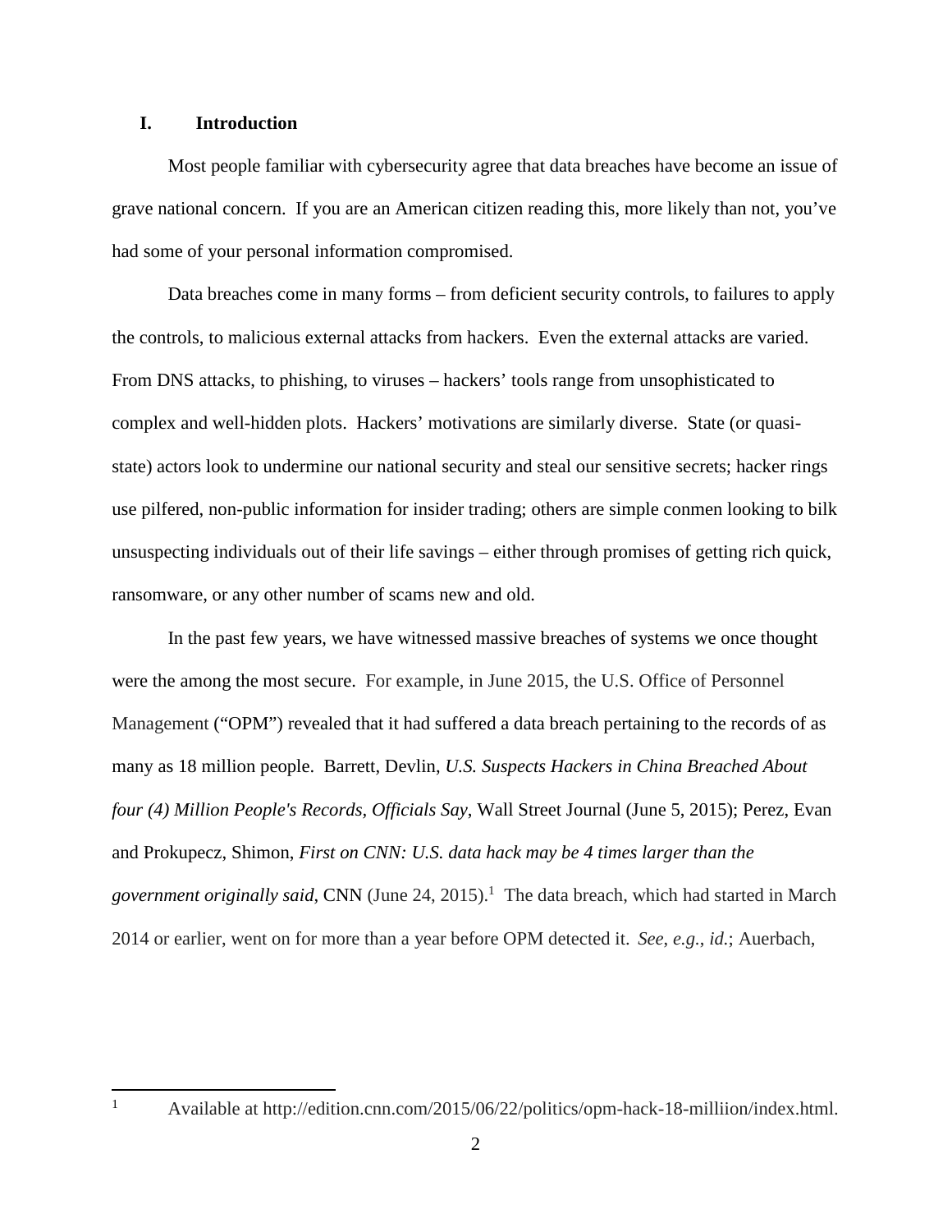## I. Introduction

Most people familiar with cybersecurity agree that data breaches have become an issue of grave national concern. If you are an American citizen reading this, more likely than not, you've had some of your personal information compromised.

Data breaches come in many forms – from deficient security controls, to failures to apply the controls, to malicious external attacks from hackers. Even the external attacks are varied. From DNS attacks, to phishing, to viruses – hackers' tools range from unsophisticated to complex and well-hidden plots. Hackers' motivations are similarly diverse. State (or quasi-state) actors look to undermine our national security and steal our sensitive secrets; hacker rings use pilfered, non-public information for insider trading; others are simple conmen looking to bilk unsuspecting individuals out of their life savings – either through promises of getting rich quick, ransomware, or any other number of scams new and old.

In the past few years, we have witnessed massive breaches of systems we once thought were the among the most secure. For example, in June 2015, the U.S. Office of Personnel Management ("OPM") revealed that it had suffered a data breach pertaining to the records of as many as 18 million people. Barrett, Devlin, *U.S. Suspects Hackers in China Breached About four (4) Million People's Records, Officials Say*, Wall Street Journal (June 5, 2015); Perez, Evan and Prokupecz, Shimon, *First on CNN: U.S. data hack may be 4 times larger than the government originally said*, CNN (June 24, 2015).[1] The data breach, which had started in March 2014 or earlier, went on for more than a year before OPM detected it. *See, e.g.*, *id.*; Auerbach,

[1] Available at http://edition.cnn.com/2015/06/22/politics/opm-hack-18-milliion/index.html.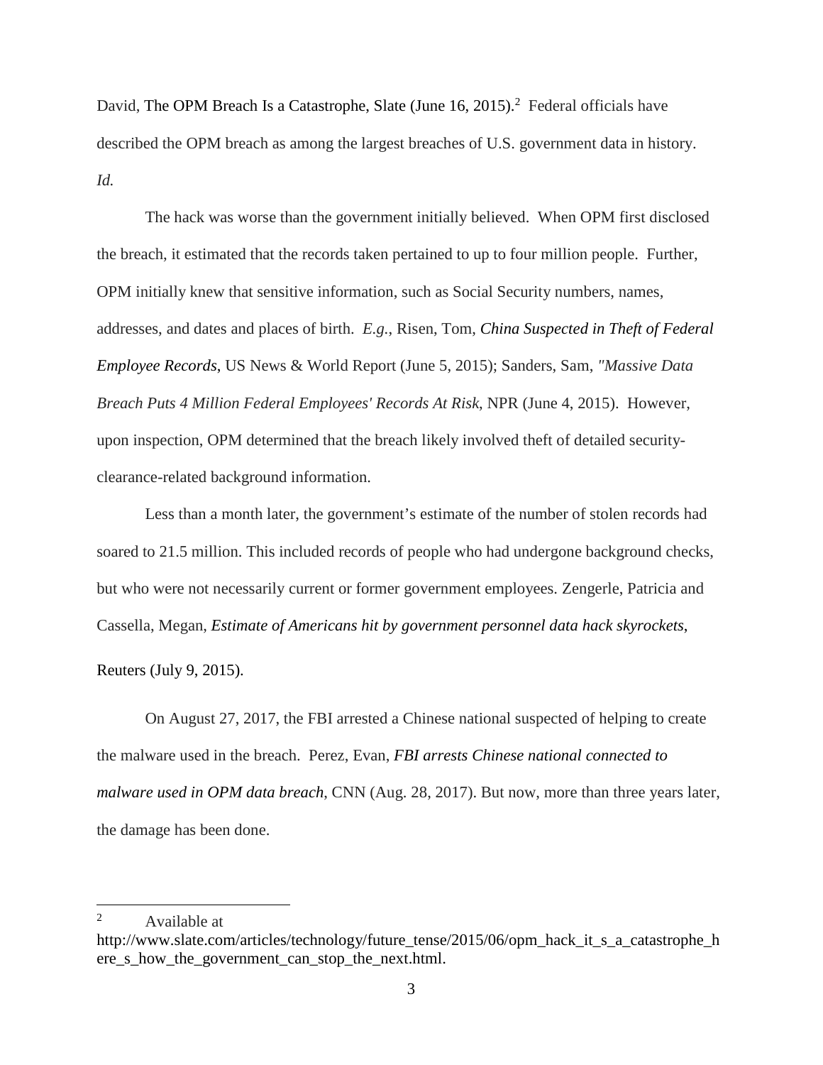David, The OPM Breach Is a Catastrophe, Slate (June 16, 2015).[2] Federal officials have described the OPM breach as among the largest breaches of U.S. government data in history. *Id.*

The hack was worse than the government initially believed. When OPM first disclosed the breach, it estimated that the records taken pertained to up to four million people. Further, OPM initially knew that sensitive information, such as Social Security numbers, names, addresses, and dates and places of birth. *E.g.*, Risen, Tom, ***China Suspected in Theft of Federal Employee Records***, US News & World Report (June 5, 2015); Sanders, Sam, *"Massive Data Breach Puts 4 Million Federal Employees' Records At Risk*, NPR (June 4, 2015). However, upon inspection, OPM determined that the breach likely involved theft of detailed security-clearance-related background information.

Less than a month later, the government's estimate of the number of stolen records had soared to 21.5 million. This included records of people who had undergone background checks, but who were not necessarily current or former government employees. Zengerle, Patricia and Cassella, Megan, *Estimate of Americans hit by government personnel data hack skyrockets*, Reuters (July 9, 2015).

On August 27, 2017, the FBI arrested a Chinese national suspected of helping to create the malware used in the breach. Perez, Evan, *FBI arrests Chinese national connected to malware used in OPM data breach*, CNN (Aug. 28, 2017). But now, more than three years later, the damage has been done.

---

[2] Available at http://www.slate.com/articles/technology/future_tense/2015/06/opm_hack_it_s_a_catastrophe_here_s_how_the_government_can_stop_the_next.html.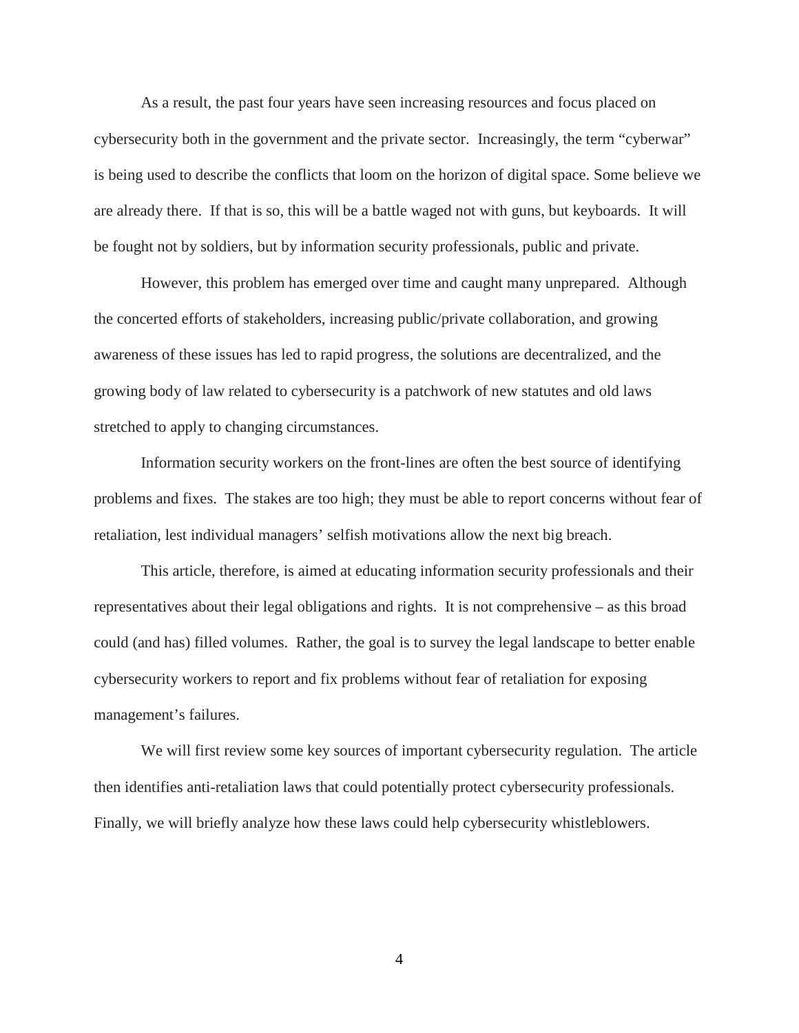As a result, the past four years have seen increasing resources and focus placed on cybersecurity both in the government and the private sector. Increasingly, the term "cyberwar" is being used to describe the conflicts that loom on the horizon of digital space. Some believe we are already there. If that is so, this will be a battle waged not with guns, but keyboards. It will be fought not by soldiers, but by information security professionals, public and private.

However, this problem has emerged over time and caught many unprepared. Although the concerted efforts of stakeholders, increasing public/private collaboration, and growing awareness of these issues has led to rapid progress, the solutions are decentralized, and the growing body of law related to cybersecurity is a patchwork of new statutes and old laws stretched to apply to changing circumstances.

Information security workers on the front-lines are often the best source of identifying problems and fixes. The stakes are too high; they must be able to report concerns without fear of retaliation, lest individual managers' selfish motivations allow the next big breach.

This article, therefore, is aimed at educating information security professionals and their representatives about their legal obligations and rights. It is not comprehensive – as this broad could (and has) filled volumes. Rather, the goal is to survey the legal landscape to better enable cybersecurity workers to report and fix problems without fear of retaliation for exposing management's failures.

We will first review some key sources of important cybersecurity regulation. The article then identifies anti-retaliation laws that could potentially protect cybersecurity professionals. Finally, we will briefly analyze how these laws could help cybersecurity whistleblowers.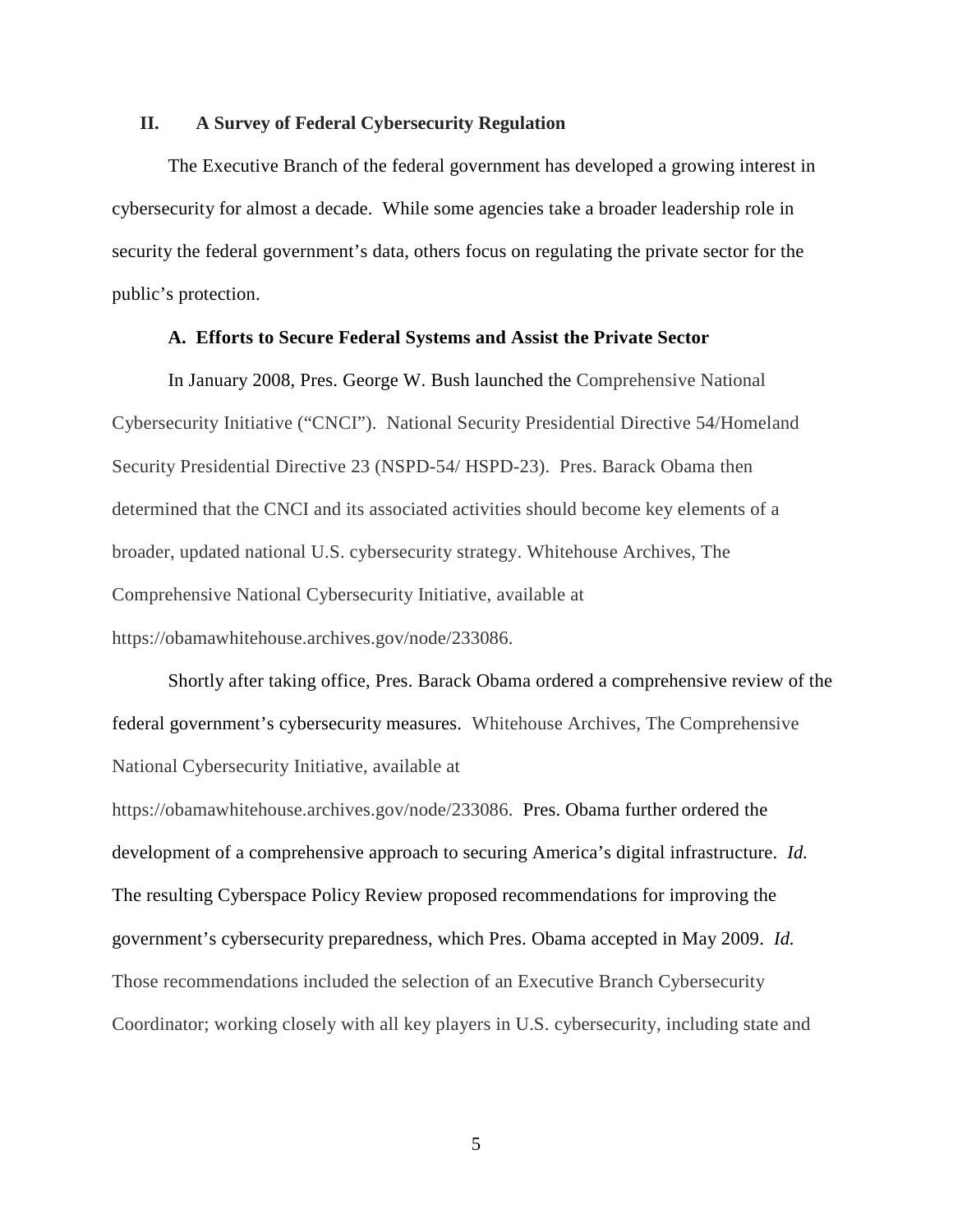## II. A Survey of Federal Cybersecurity Regulation

The Executive Branch of the federal government has developed a growing interest in cybersecurity for almost a decade. While some agencies take a broader leadership role in security the federal government's data, others focus on regulating the private sector for the public's protection.

### A. Efforts to Secure Federal Systems and Assist the Private Sector

In January 2008, Pres. George W. Bush launched the Comprehensive National Cybersecurity Initiative ("CNCI"). National Security Presidential Directive 54/Homeland Security Presidential Directive 23 (NSPD-54/ HSPD-23). Pres. Barack Obama then determined that the CNCI and its associated activities should become key elements of a broader, updated national U.S. cybersecurity strategy. Whitehouse Archives, The Comprehensive National Cybersecurity Initiative, available at https://obamawhitehouse.archives.gov/node/233086.

Shortly after taking office, Pres. Barack Obama ordered a comprehensive review of the federal government's cybersecurity measures. Whitehouse Archives, The Comprehensive National Cybersecurity Initiative, available at https://obamawhitehouse.archives.gov/node/233086. Pres. Obama further ordered the development of a comprehensive approach to securing America's digital infrastructure. *Id.* The resulting Cyberspace Policy Review proposed recommendations for improving the government's cybersecurity preparedness, which Pres. Obama accepted in May 2009. *Id.* Those recommendations included the selection of an Executive Branch Cybersecurity Coordinator; working closely with all key players in U.S. cybersecurity, including state and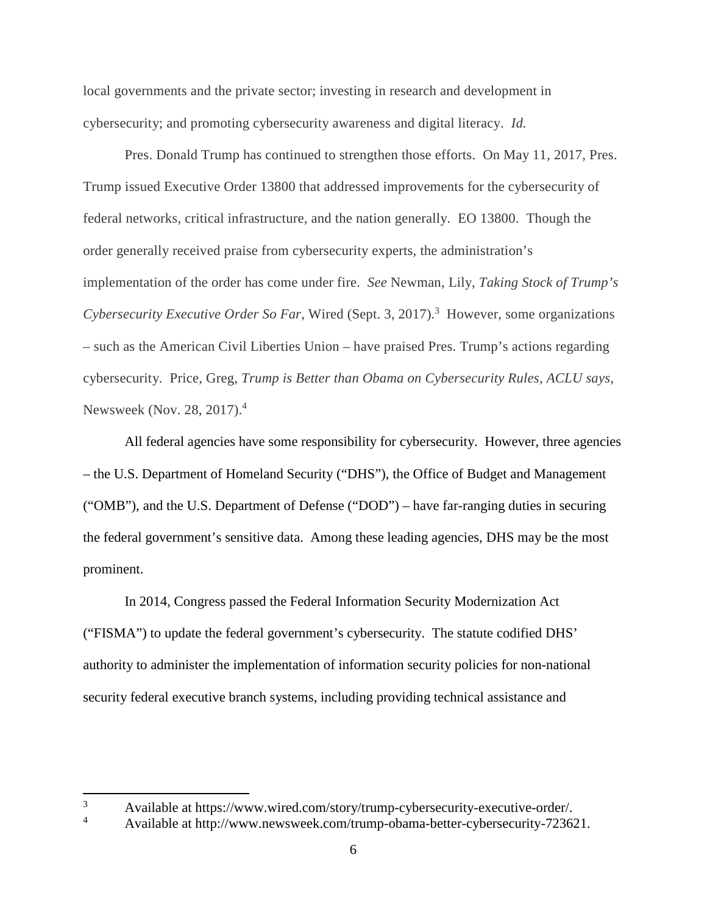local governments and the private sector; investing in research and development in cybersecurity; and promoting cybersecurity awareness and digital literacy. *Id.*

Pres. Donald Trump has continued to strengthen those efforts. On May 11, 2017, Pres. Trump issued Executive Order 13800 that addressed improvements for the cybersecurity of federal networks, critical infrastructure, and the nation generally. EO 13800. Though the order generally received praise from cybersecurity experts, the administration's implementation of the order has come under fire. *See* Newman, Lily, *Taking Stock of Trump's Cybersecurity Executive Order So Far*, Wired (Sept. 3, 2017).[3] However, some organizations – such as the American Civil Liberties Union – have praised Pres. Trump's actions regarding cybersecurity. Price, Greg, *Trump is Better than Obama on Cybersecurity Rules, ACLU says*, Newsweek (Nov. 28, 2017).[4]

All federal agencies have some responsibility for cybersecurity. However, three agencies – the U.S. Department of Homeland Security ("DHS"), the Office of Budget and Management ("OMB"), and the U.S. Department of Defense ("DOD") – have far-ranging duties in securing the federal government's sensitive data. Among these leading agencies, DHS may be the most prominent.

In 2014, Congress passed the Federal Information Security Modernization Act ("FISMA") to update the federal government's cybersecurity. The statute codified DHS' authority to administer the implementation of information security policies for non-national security federal executive branch systems, including providing technical assistance and

---

[3] Available at https://www.wired.com/story/trump-cybersecurity-executive-order/.

[4] Available at http://www.newsweek.com/trump-obama-better-cybersecurity-723621.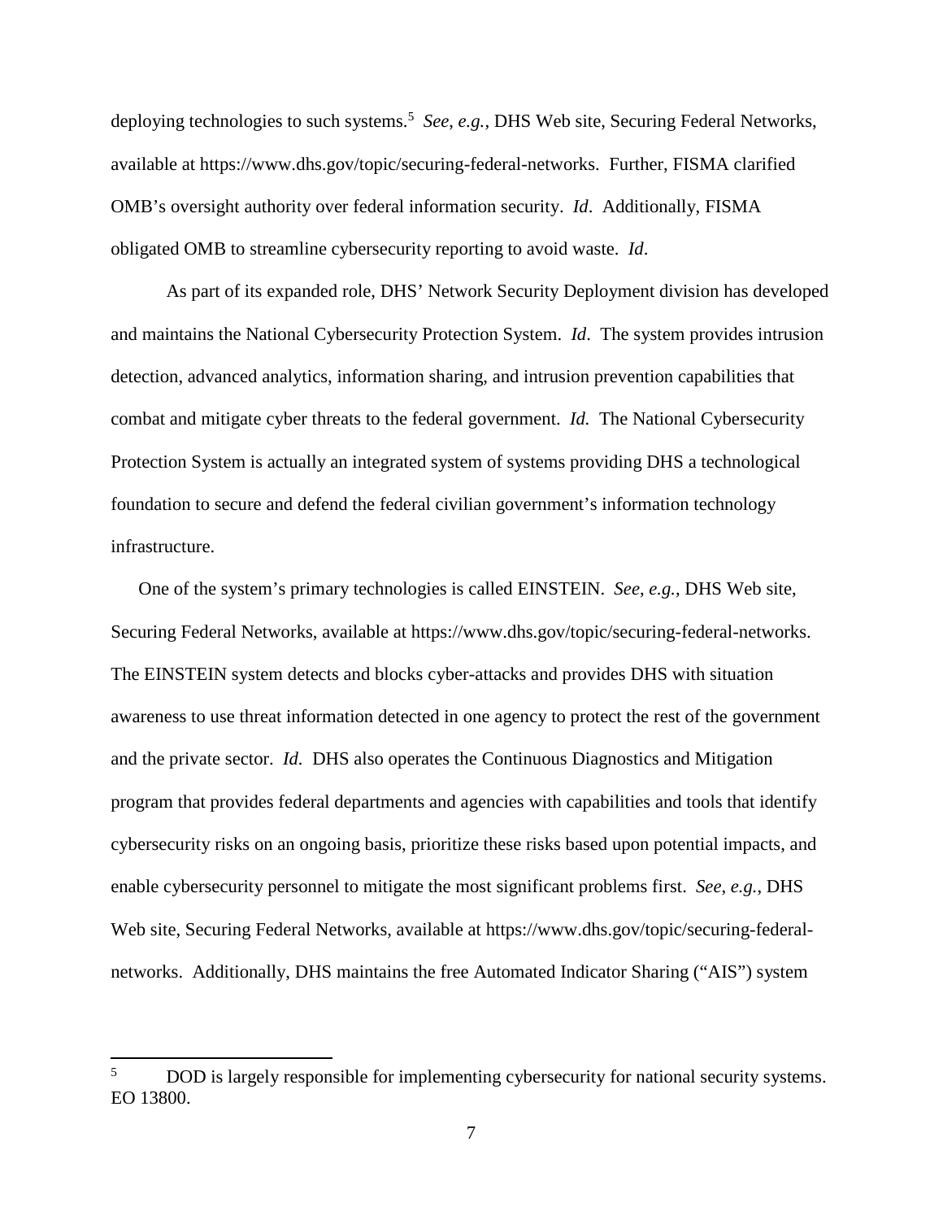deploying technologies to such systems.[5] *See*, *e.g.*, DHS Web site, Securing Federal Networks, available at https://www.dhs.gov/topic/securing-federal-networks. Further, FISMA clarified OMB's oversight authority over federal information security. *Id*. Additionally, FISMA obligated OMB to streamline cybersecurity reporting to avoid waste. *Id*.

As part of its expanded role, DHS' Network Security Deployment division has developed and maintains the National Cybersecurity Protection System. *Id*. The system provides intrusion detection, advanced analytics, information sharing, and intrusion prevention capabilities that combat and mitigate cyber threats to the federal government. *Id.* The National Cybersecurity Protection System is actually an integrated system of systems providing DHS a technological foundation to secure and defend the federal civilian government's information technology infrastructure.

One of the system's primary technologies is called EINSTEIN. *See*, *e.g.*, DHS Web site, Securing Federal Networks, available at https://www.dhs.gov/topic/securing-federal-networks. The EINSTEIN system detects and blocks cyber-attacks and provides DHS with situation awareness to use threat information detected in one agency to protect the rest of the government and the private sector. *Id.* DHS also operates the Continuous Diagnostics and Mitigation program that provides federal departments and agencies with capabilities and tools that identify cybersecurity risks on an ongoing basis, prioritize these risks based upon potential impacts, and enable cybersecurity personnel to mitigate the most significant problems first. *See*, *e.g.*, DHS Web site, Securing Federal Networks, available at https://www.dhs.gov/topic/securing-federal-networks. Additionally, DHS maintains the free Automated Indicator Sharing ("AIS") system

---

[5] DOD is largely responsible for implementing cybersecurity for national security systems. EO 13800.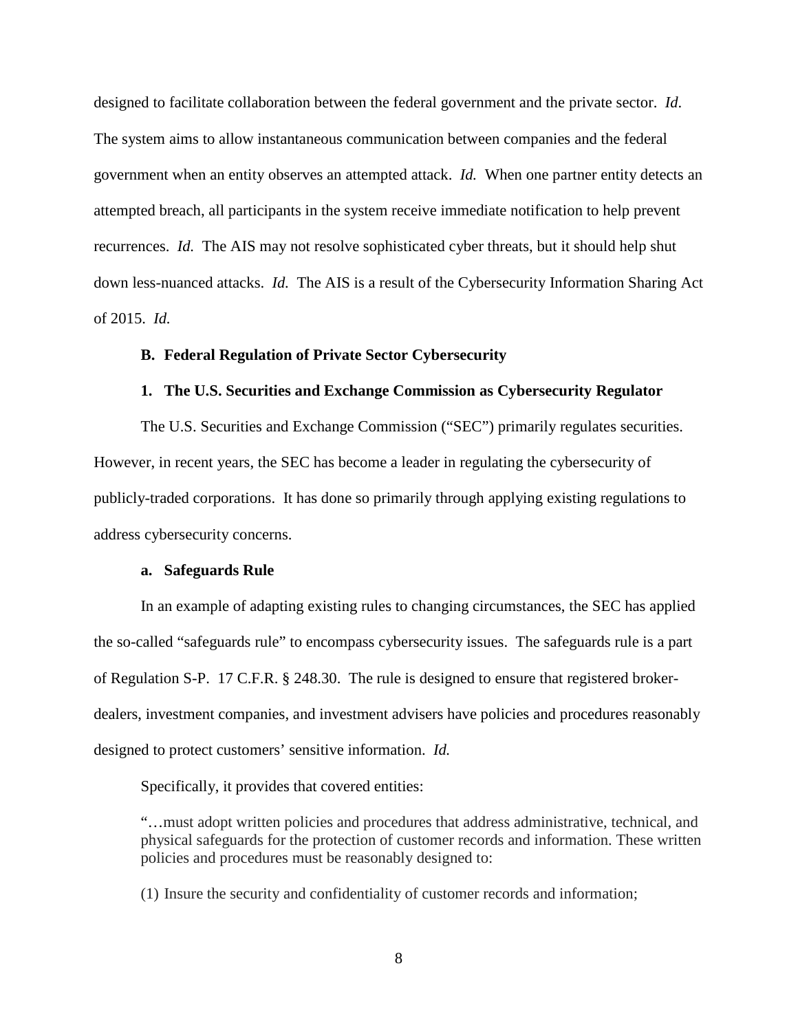designed to facilitate collaboration between the federal government and the private sector. *Id*. The system aims to allow instantaneous communication between companies and the federal government when an entity observes an attempted attack. *Id.* When one partner entity detects an attempted breach, all participants in the system receive immediate notification to help prevent recurrences. *Id.* The AIS may not resolve sophisticated cyber threats, but it should help shut down less-nuanced attacks. *Id.* The AIS is a result of the Cybersecurity Information Sharing Act of 2015. *Id.*

### B. Federal Regulation of Private Sector Cybersecurity

#### 1. The U.S. Securities and Exchange Commission as Cybersecurity Regulator

The U.S. Securities and Exchange Commission ("SEC") primarily regulates securities. However, in recent years, the SEC has become a leader in regulating the cybersecurity of publicly-traded corporations. It has done so primarily through applying existing regulations to address cybersecurity concerns.

##### a. Safeguards Rule

In an example of adapting existing rules to changing circumstances, the SEC has applied the so-called "safeguards rule" to encompass cybersecurity issues. The safeguards rule is a part of Regulation S-P. 17 C.F.R. § 248.30. The rule is designed to ensure that registered broker-dealers, investment companies, and investment advisers have policies and procedures reasonably designed to protect customers' sensitive information. *Id.*

Specifically, it provides that covered entities:

> "…must adopt written policies and procedures that address administrative, technical, and physical safeguards for the protection of customer records and information. These written policies and procedures must be reasonably designed to:
>
> (1) Insure the security and confidentiality of customer records and information;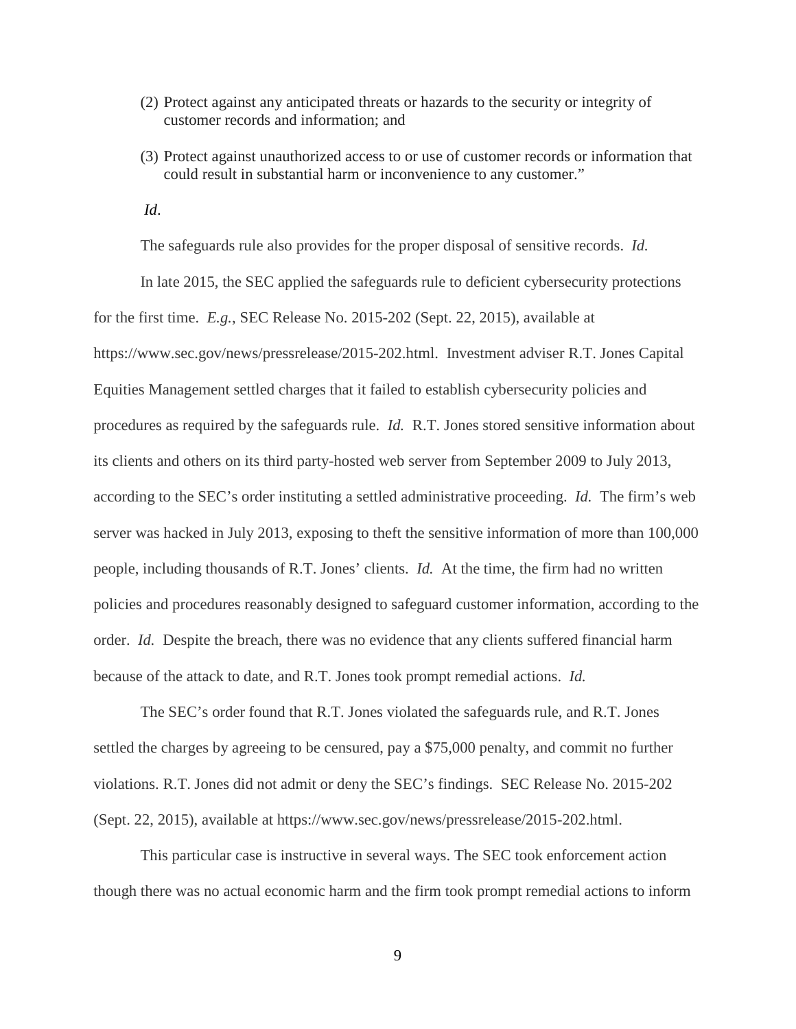(2) Protect against any anticipated threats or hazards to the security or integrity of customer records and information; and

(3) Protect against unauthorized access to or use of customer records or information that could result in substantial harm or inconvenience to any customer."

*Id*.

The safeguards rule also provides for the proper disposal of sensitive records. *Id.*

In late 2015, the SEC applied the safeguards rule to deficient cybersecurity protections for the first time. *E.g.*, SEC Release No. 2015-202 (Sept. 22, 2015), available at https://www.sec.gov/news/pressrelease/2015-202.html. Investment adviser R.T. Jones Capital Equities Management settled charges that it failed to establish cybersecurity policies and procedures as required by the safeguards rule. *Id.* R.T. Jones stored sensitive information about its clients and others on its third party-hosted web server from September 2009 to July 2013, according to the SEC's order instituting a settled administrative proceeding. *Id.* The firm's web server was hacked in July 2013, exposing to theft the sensitive information of more than 100,000 people, including thousands of R.T. Jones' clients. *Id.* At the time, the firm had no written policies and procedures reasonably designed to safeguard customer information, according to the order. *Id.* Despite the breach, there was no evidence that any clients suffered financial harm because of the attack to date, and R.T. Jones took prompt remedial actions. *Id.*

The SEC's order found that R.T. Jones violated the safeguards rule, and R.T. Jones settled the charges by agreeing to be censured, pay a $75,000 penalty, and commit no further violations. R.T. Jones did not admit or deny the SEC's findings. SEC Release No. 2015-202 (Sept. 22, 2015), available at https://www.sec.gov/news/pressrelease/2015-202.html.

This particular case is instructive in several ways. The SEC took enforcement action though there was no actual economic harm and the firm took prompt remedial actions to inform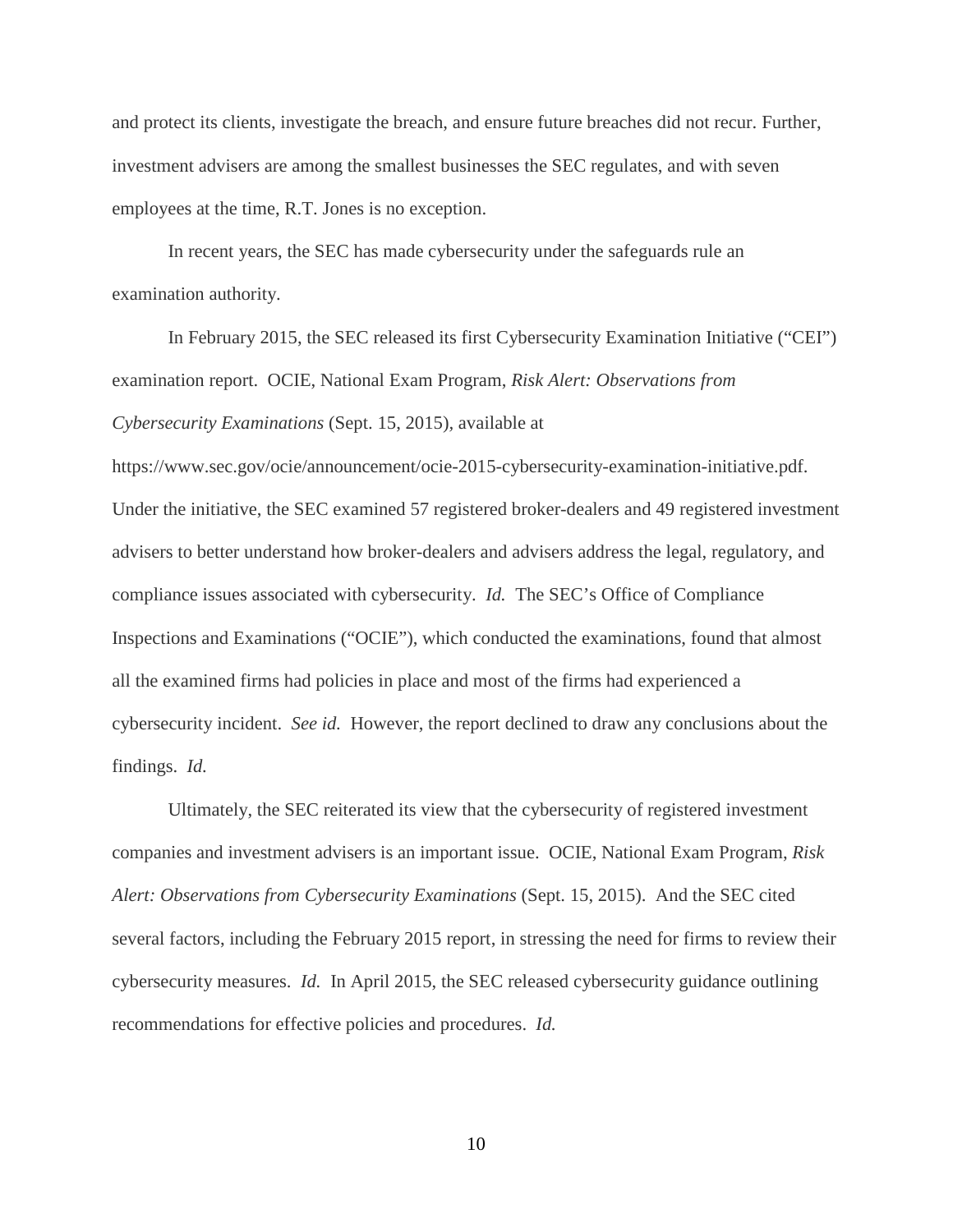and protect its clients, investigate the breach, and ensure future breaches did not recur. Further, investment advisers are among the smallest businesses the SEC regulates, and with seven employees at the time, R.T. Jones is no exception.

In recent years, the SEC has made cybersecurity under the safeguards rule an examination authority.

In February 2015, the SEC released its first Cybersecurity Examination Initiative ("CEI") examination report. OCIE, National Exam Program, *Risk Alert: Observations from Cybersecurity Examinations* (Sept. 15, 2015), available at https://www.sec.gov/ocie/announcement/ocie-2015-cybersecurity-examination-initiative.pdf. Under the initiative, the SEC examined 57 registered broker-dealers and 49 registered investment advisers to better understand how broker-dealers and advisers address the legal, regulatory, and compliance issues associated with cybersecurity. *Id.* The SEC's Office of Compliance Inspections and Examinations ("OCIE"), which conducted the examinations, found that almost all the examined firms had policies in place and most of the firms had experienced a cybersecurity incident. *See id.* However, the report declined to draw any conclusions about the findings. *Id.*

Ultimately, the SEC reiterated its view that the cybersecurity of registered investment companies and investment advisers is an important issue. OCIE, National Exam Program, *Risk Alert: Observations from Cybersecurity Examinations* (Sept. 15, 2015). And the SEC cited several factors, including the February 2015 report, in stressing the need for firms to review their cybersecurity measures. *Id.* In April 2015, the SEC released cybersecurity guidance outlining recommendations for effective policies and procedures. *Id.*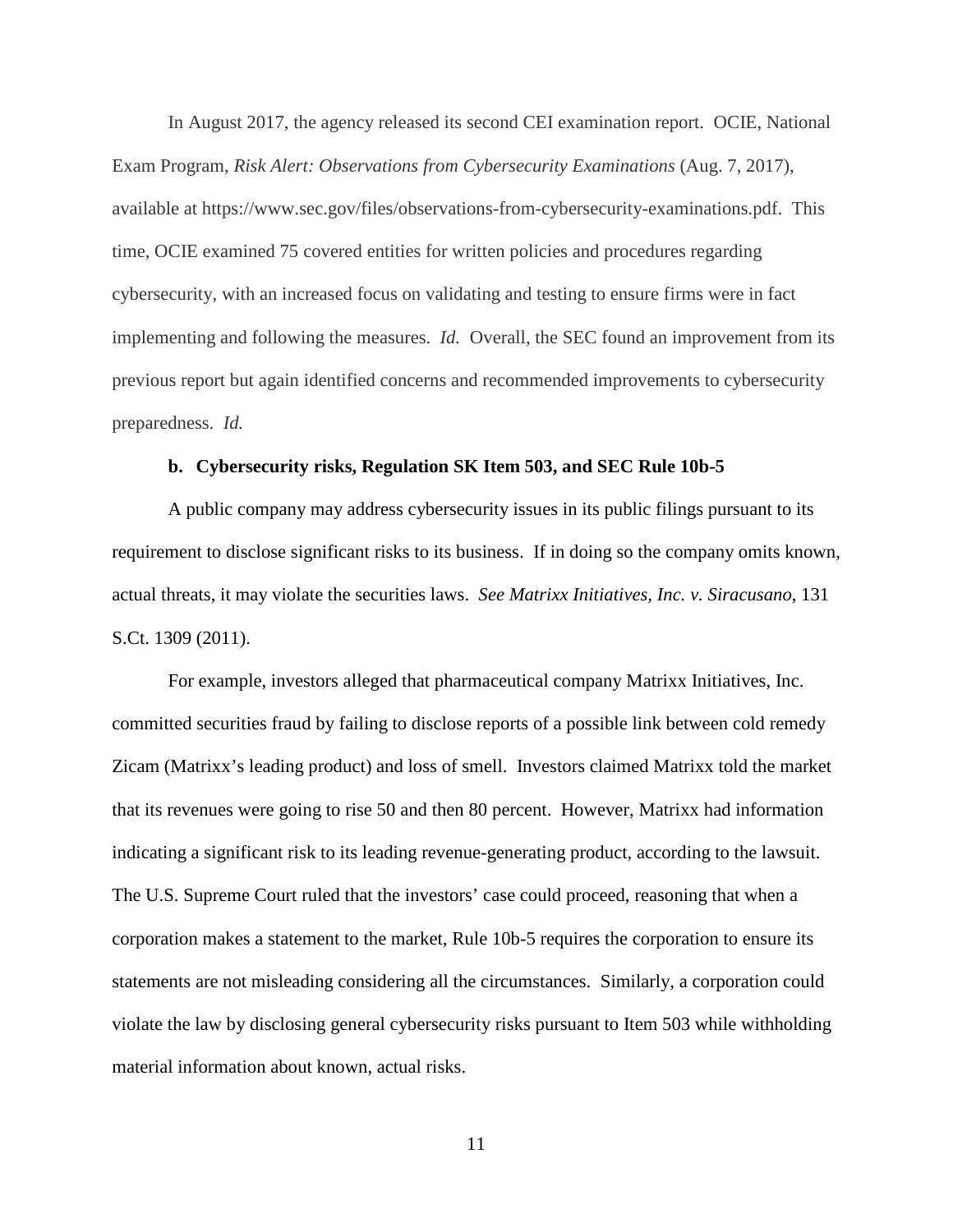In August 2017, the agency released its second CEI examination report. OCIE, National Exam Program, *Risk Alert: Observations from Cybersecurity Examinations* (Aug. 7, 2017), available at https://www.sec.gov/files/observations-from-cybersecurity-examinations.pdf. This time, OCIE examined 75 covered entities for written policies and procedures regarding cybersecurity, with an increased focus on validating and testing to ensure firms were in fact implementing and following the measures. *Id.* Overall, the SEC found an improvement from its previous report but again identified concerns and recommended improvements to cybersecurity preparedness. *Id.*

**b. Cybersecurity risks, Regulation SK Item 503, and SEC Rule 10b-5**

A public company may address cybersecurity issues in its public filings pursuant to its requirement to disclose significant risks to its business. If in doing so the company omits known, actual threats, it may violate the securities laws. *See Matrixx Initiatives, Inc. v. Siracusano*, 131 S.Ct. 1309 (2011).

For example, investors alleged that pharmaceutical company Matrixx Initiatives, Inc. committed securities fraud by failing to disclose reports of a possible link between cold remedy Zicam (Matrixx's leading product) and loss of smell. Investors claimed Matrixx told the market that its revenues were going to rise 50 and then 80 percent. However, Matrixx had information indicating a significant risk to its leading revenue-generating product, according to the lawsuit. The U.S. Supreme Court ruled that the investors' case could proceed, reasoning that when a corporation makes a statement to the market, Rule 10b-5 requires the corporation to ensure its statements are not misleading considering all the circumstances. Similarly, a corporation could violate the law by disclosing general cybersecurity risks pursuant to Item 503 while withholding material information about known, actual risks.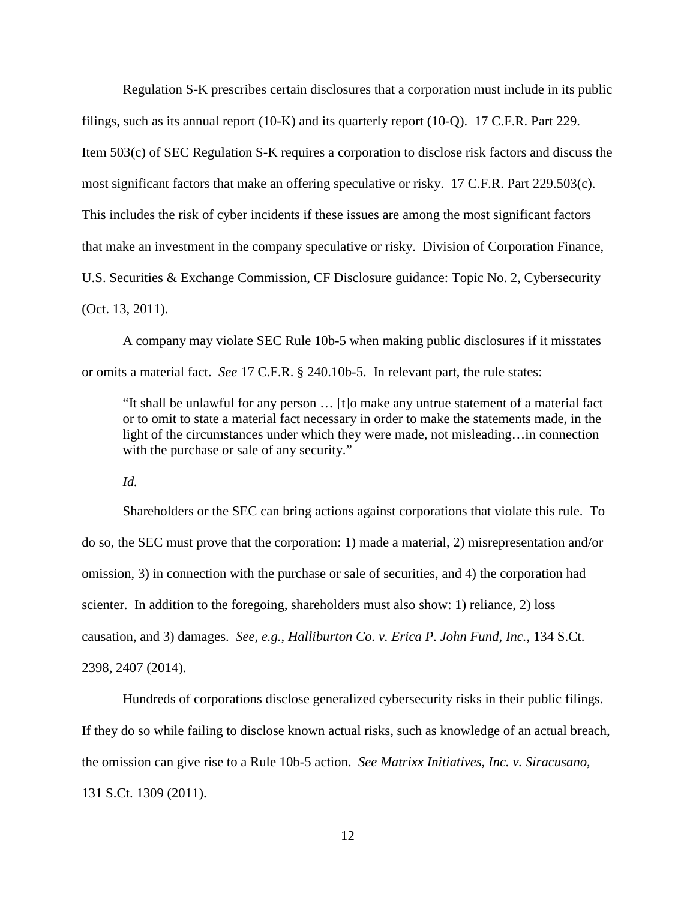Regulation S-K prescribes certain disclosures that a corporation must include in its public filings, such as its annual report (10-K) and its quarterly report (10-Q). 17 C.F.R. Part 229. Item 503(c) of SEC Regulation S-K requires a corporation to disclose risk factors and discuss the most significant factors that make an offering speculative or risky. 17 C.F.R. Part 229.503(c). This includes the risk of cyber incidents if these issues are among the most significant factors that make an investment in the company speculative or risky. Division of Corporation Finance, U.S. Securities & Exchange Commission, CF Disclosure guidance: Topic No. 2, Cybersecurity (Oct. 13, 2011).

A company may violate SEC Rule 10b-5 when making public disclosures if it misstates or omits a material fact. *See* 17 C.F.R. § 240.10b-5. In relevant part, the rule states:

> "It shall be unlawful for any person … [t]o make any untrue statement of a material fact or to omit to state a material fact necessary in order to make the statements made, in the light of the circumstances under which they were made, not misleading…in connection with the purchase or sale of any security."

*Id.*

Shareholders or the SEC can bring actions against corporations that violate this rule. To do so, the SEC must prove that the corporation: 1) made a material, 2) misrepresentation and/or omission, 3) in connection with the purchase or sale of securities, and 4) the corporation had scienter. In addition to the foregoing, shareholders must also show: 1) reliance, 2) loss causation, and 3) damages. *See, e.g.*, *Halliburton Co. v. Erica P. John Fund, Inc.*, 134 S.Ct. 2398, 2407 (2014).

Hundreds of corporations disclose generalized cybersecurity risks in their public filings. If they do so while failing to disclose known actual risks, such as knowledge of an actual breach, the omission can give rise to a Rule 10b-5 action. *See Matrixx Initiatives, Inc. v. Siracusano*, 131 S.Ct. 1309 (2011).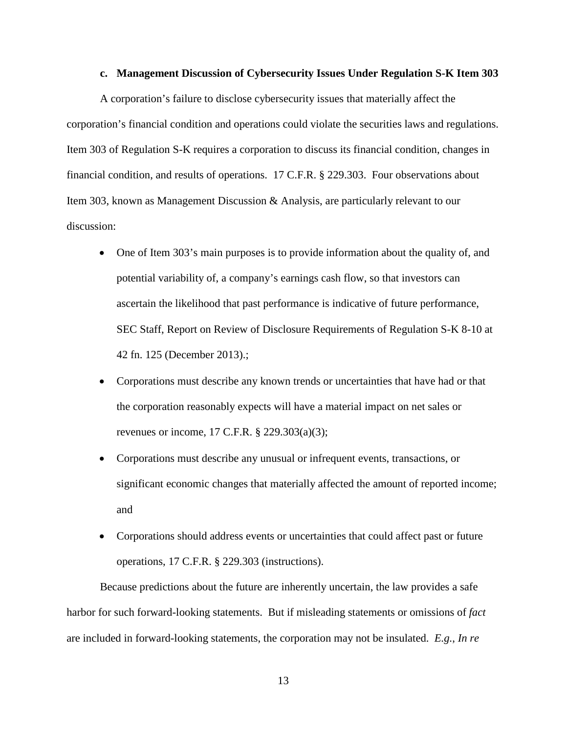#### c. Management Discussion of Cybersecurity Issues Under Regulation S-K Item 303

A corporation's failure to disclose cybersecurity issues that materially affect the corporation's financial condition and operations could violate the securities laws and regulations. Item 303 of Regulation S-K requires a corporation to discuss its financial condition, changes in financial condition, and results of operations. 17 C.F.R. § 229.303. Four observations about Item 303, known as Management Discussion & Analysis, are particularly relevant to our discussion:

- One of Item 303's main purposes is to provide information about the quality of, and potential variability of, a company's earnings cash flow, so that investors can ascertain the likelihood that past performance is indicative of future performance, SEC Staff, Report on Review of Disclosure Requirements of Regulation S-K 8-10 at 42 fn. 125 (December 2013).;
- Corporations must describe any known trends or uncertainties that have had or that the corporation reasonably expects will have a material impact on net sales or revenues or income, 17 C.F.R. § 229.303(a)(3);
- Corporations must describe any unusual or infrequent events, transactions, or significant economic changes that materially affected the amount of reported income; and
- Corporations should address events or uncertainties that could affect past or future operations, 17 C.F.R. § 229.303 (instructions).

Because predictions about the future are inherently uncertain, the law provides a safe harbor for such forward-looking statements. But if misleading statements or omissions of *fact* are included in forward-looking statements, the corporation may not be insulated. *E.g.*, *In re*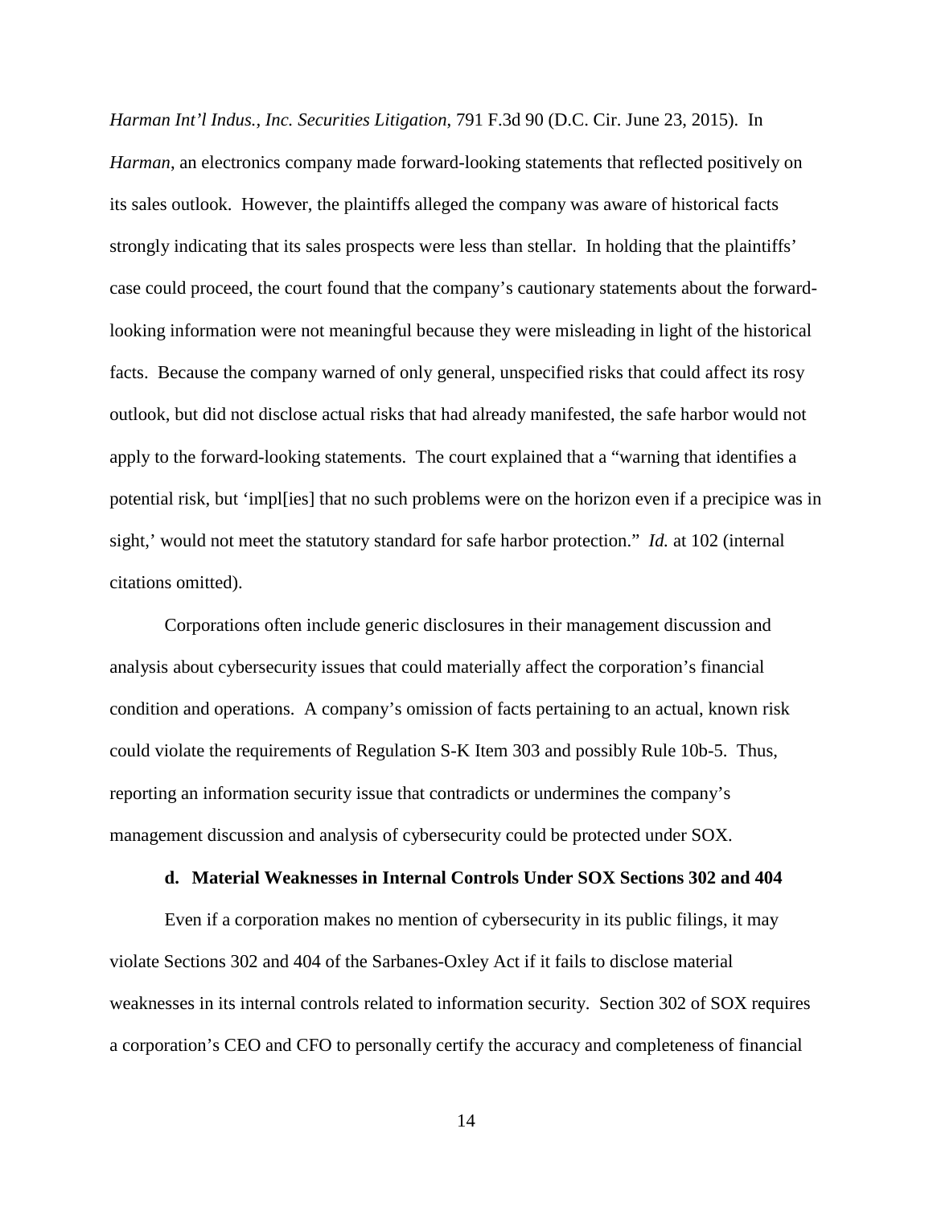*Harman Int'l Indus., Inc. Securities Litigation*, 791 F.3d 90 (D.C. Cir. June 23, 2015). In *Harman*, an electronics company made forward-looking statements that reflected positively on its sales outlook. However, the plaintiffs alleged the company was aware of historical facts strongly indicating that its sales prospects were less than stellar. In holding that the plaintiffs' case could proceed, the court found that the company's cautionary statements about the forward-looking information were not meaningful because they were misleading in light of the historical facts. Because the company warned of only general, unspecified risks that could affect its rosy outlook, but did not disclose actual risks that had already manifested, the safe harbor would not apply to the forward-looking statements. The court explained that a "warning that identifies a potential risk, but 'impl[ies] that no such problems were on the horizon even if a precipice was in sight,' would not meet the statutory standard for safe harbor protection." *Id.* at 102 (internal citations omitted).

Corporations often include generic disclosures in their management discussion and analysis about cybersecurity issues that could materially affect the corporation's financial condition and operations. A company's omission of facts pertaining to an actual, known risk could violate the requirements of Regulation S-K Item 303 and possibly Rule 10b-5. Thus, reporting an information security issue that contradicts or undermines the company's management discussion and analysis of cybersecurity could be protected under SOX.

**d. Material Weaknesses in Internal Controls Under SOX Sections 302 and 404**

Even if a corporation makes no mention of cybersecurity in its public filings, it may violate Sections 302 and 404 of the Sarbanes-Oxley Act if it fails to disclose material weaknesses in its internal controls related to information security. Section 302 of SOX requires a corporation's CEO and CFO to personally certify the accuracy and completeness of financial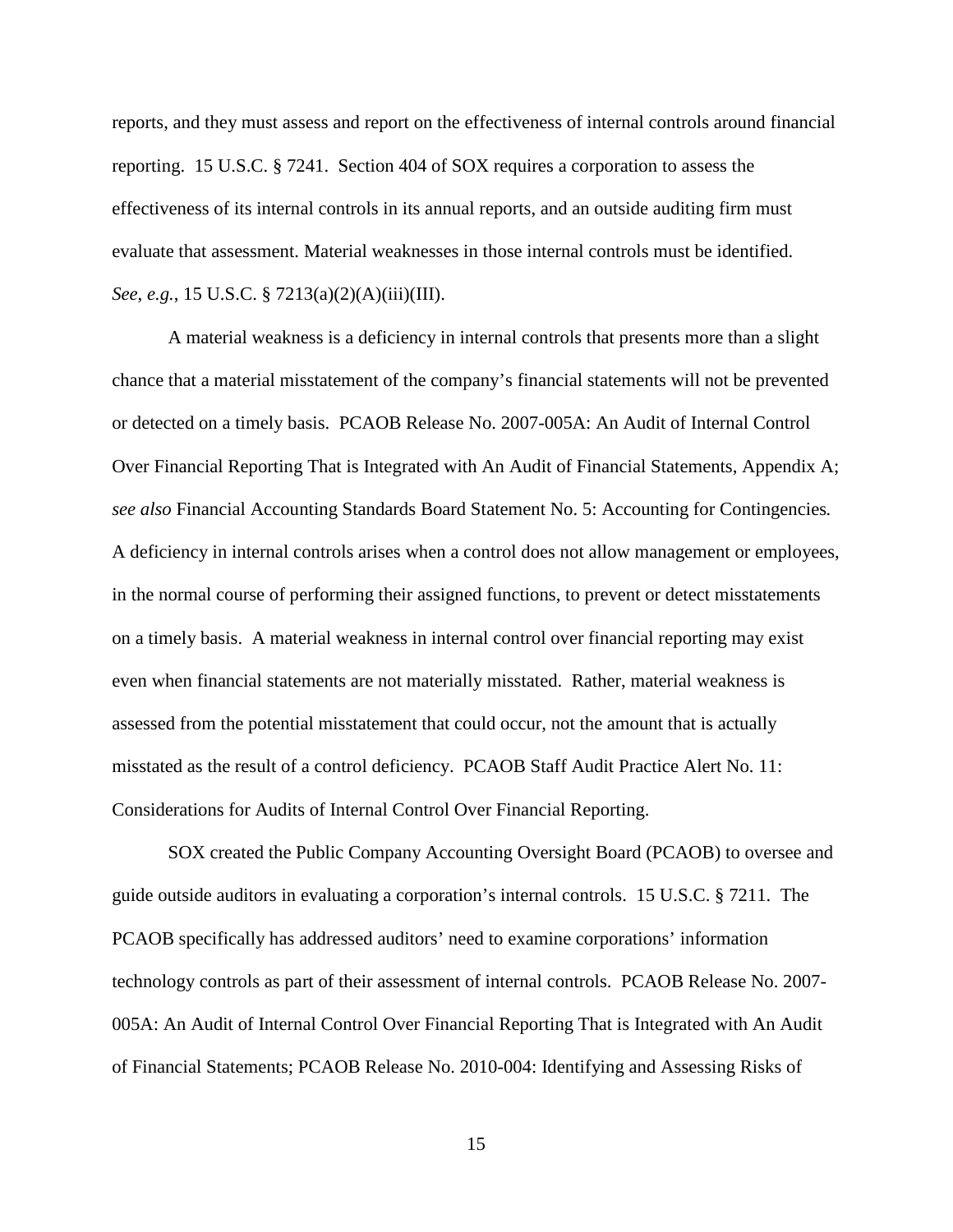reports, and they must assess and report on the effectiveness of internal controls around financial reporting. 15 U.S.C. § 7241. Section 404 of SOX requires a corporation to assess the effectiveness of its internal controls in its annual reports, and an outside auditing firm must evaluate that assessment. Material weaknesses in those internal controls must be identified. *See, e.g.*, 15 U.S.C. § 7213(a)(2)(A)(iii)(III).

A material weakness is a deficiency in internal controls that presents more than a slight chance that a material misstatement of the company's financial statements will not be prevented or detected on a timely basis. PCAOB Release No. 2007-005A: An Audit of Internal Control Over Financial Reporting That is Integrated with An Audit of Financial Statements, Appendix A; *see also* Financial Accounting Standards Board Statement No. 5: Accounting for Contingencies*.* A deficiency in internal controls arises when a control does not allow management or employees, in the normal course of performing their assigned functions, to prevent or detect misstatements on a timely basis. A material weakness in internal control over financial reporting may exist even when financial statements are not materially misstated. Rather, material weakness is assessed from the potential misstatement that could occur, not the amount that is actually misstated as the result of a control deficiency. PCAOB Staff Audit Practice Alert No. 11: Considerations for Audits of Internal Control Over Financial Reporting.

SOX created the Public Company Accounting Oversight Board (PCAOB) to oversee and guide outside auditors in evaluating a corporation's internal controls. 15 U.S.C. § 7211. The PCAOB specifically has addressed auditors' need to examine corporations' information technology controls as part of their assessment of internal controls. PCAOB Release No. 2007-005A: An Audit of Internal Control Over Financial Reporting That is Integrated with An Audit of Financial Statements; PCAOB Release No. 2010-004: Identifying and Assessing Risks of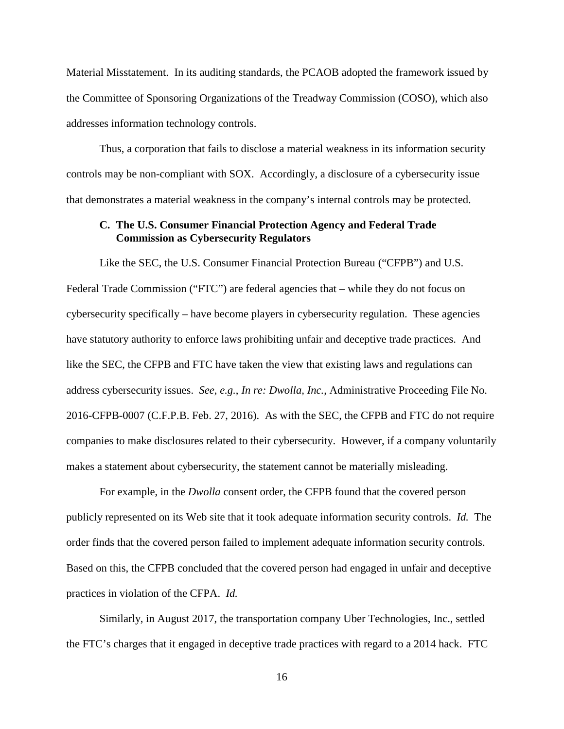Material Misstatement. In its auditing standards, the PCAOB adopted the framework issued by the Committee of Sponsoring Organizations of the Treadway Commission (COSO), which also addresses information technology controls.

Thus, a corporation that fails to disclose a material weakness in its information security controls may be non-compliant with SOX. Accordingly, a disclosure of a cybersecurity issue that demonstrates a material weakness in the company's internal controls may be protected.

### C. The U.S. Consumer Financial Protection Agency and Federal Trade Commission as Cybersecurity Regulators

Like the SEC, the U.S. Consumer Financial Protection Bureau ("CFPB") and U.S. Federal Trade Commission ("FTC") are federal agencies that – while they do not focus on cybersecurity specifically – have become players in cybersecurity regulation. These agencies have statutory authority to enforce laws prohibiting unfair and deceptive trade practices. And like the SEC, the CFPB and FTC have taken the view that existing laws and regulations can address cybersecurity issues. *See, e.g.*, *In re: Dwolla, Inc.*, Administrative Proceeding File No. 2016-CFPB-0007 (C.F.P.B. Feb. 27, 2016). As with the SEC, the CFPB and FTC do not require companies to make disclosures related to their cybersecurity. However, if a company voluntarily makes a statement about cybersecurity, the statement cannot be materially misleading.

For example, in the *Dwolla* consent order, the CFPB found that the covered person publicly represented on its Web site that it took adequate information security controls. *Id.* The order finds that the covered person failed to implement adequate information security controls. Based on this, the CFPB concluded that the covered person had engaged in unfair and deceptive practices in violation of the CFPA. *Id.*

Similarly, in August 2017, the transportation company Uber Technologies, Inc., settled the FTC's charges that it engaged in deceptive trade practices with regard to a 2014 hack. FTC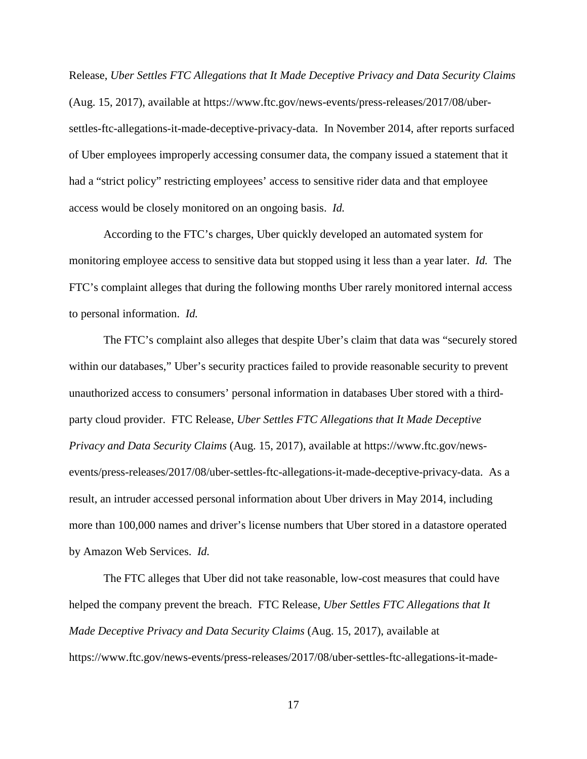Release, *Uber Settles FTC Allegations that It Made Deceptive Privacy and Data Security Claims* (Aug. 15, 2017), available at https://www.ftc.gov/news-events/press-releases/2017/08/uber-settles-ftc-allegations-it-made-deceptive-privacy-data. In November 2014, after reports surfaced of Uber employees improperly accessing consumer data, the company issued a statement that it had a "strict policy" restricting employees' access to sensitive rider data and that employee access would be closely monitored on an ongoing basis. *Id.*

According to the FTC's charges, Uber quickly developed an automated system for monitoring employee access to sensitive data but stopped using it less than a year later. *Id.* The FTC's complaint alleges that during the following months Uber rarely monitored internal access to personal information. *Id.*

The FTC's complaint also alleges that despite Uber's claim that data was "securely stored within our databases," Uber's security practices failed to provide reasonable security to prevent unauthorized access to consumers' personal information in databases Uber stored with a third-party cloud provider. FTC Release, *Uber Settles FTC Allegations that It Made Deceptive Privacy and Data Security Claims* (Aug. 15, 2017), available at https://www.ftc.gov/news-events/press-releases/2017/08/uber-settles-ftc-allegations-it-made-deceptive-privacy-data. As a result, an intruder accessed personal information about Uber drivers in May 2014, including more than 100,000 names and driver's license numbers that Uber stored in a datastore operated by Amazon Web Services. *Id.*

The FTC alleges that Uber did not take reasonable, low-cost measures that could have helped the company prevent the breach. FTC Release, *Uber Settles FTC Allegations that It Made Deceptive Privacy and Data Security Claims* (Aug. 15, 2017), available at https://www.ftc.gov/news-events/press-releases/2017/08/uber-settles-ftc-allegations-it-made-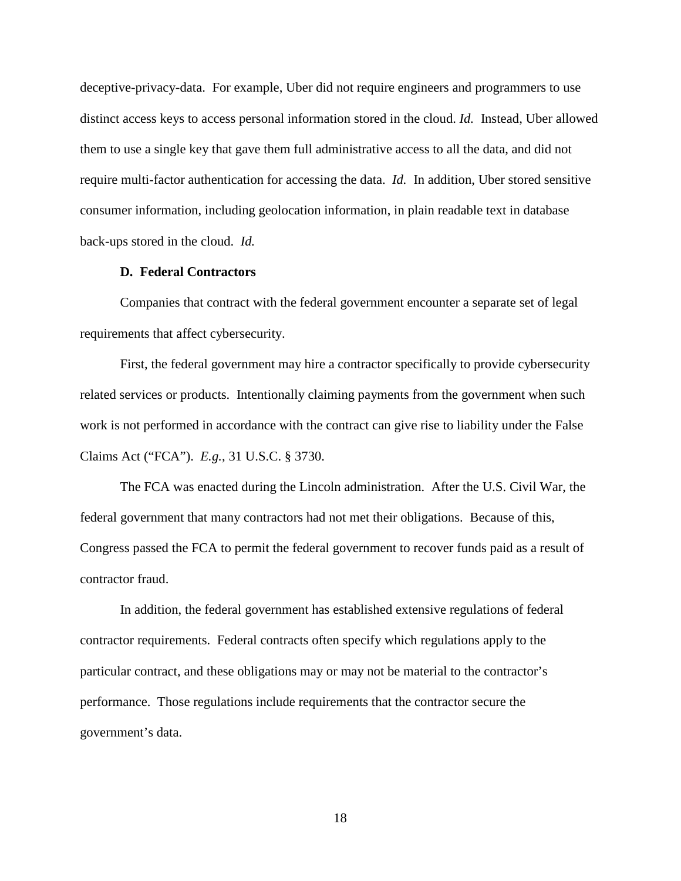deceptive-privacy-data. For example, Uber did not require engineers and programmers to use distinct access keys to access personal information stored in the cloud. *Id.* Instead, Uber allowed them to use a single key that gave them full administrative access to all the data, and did not require multi-factor authentication for accessing the data. *Id.* In addition, Uber stored sensitive consumer information, including geolocation information, in plain readable text in database back-ups stored in the cloud. *Id.*

### D. Federal Contractors

Companies that contract with the federal government encounter a separate set of legal requirements that affect cybersecurity.

First, the federal government may hire a contractor specifically to provide cybersecurity related services or products. Intentionally claiming payments from the government when such work is not performed in accordance with the contract can give rise to liability under the False Claims Act ("FCA"). *E.g.*, 31 U.S.C. § 3730.

The FCA was enacted during the Lincoln administration. After the U.S. Civil War, the federal government that many contractors had not met their obligations. Because of this, Congress passed the FCA to permit the federal government to recover funds paid as a result of contractor fraud.

In addition, the federal government has established extensive regulations of federal contractor requirements. Federal contracts often specify which regulations apply to the particular contract, and these obligations may or may not be material to the contractor's performance. Those regulations include requirements that the contractor secure the government's data.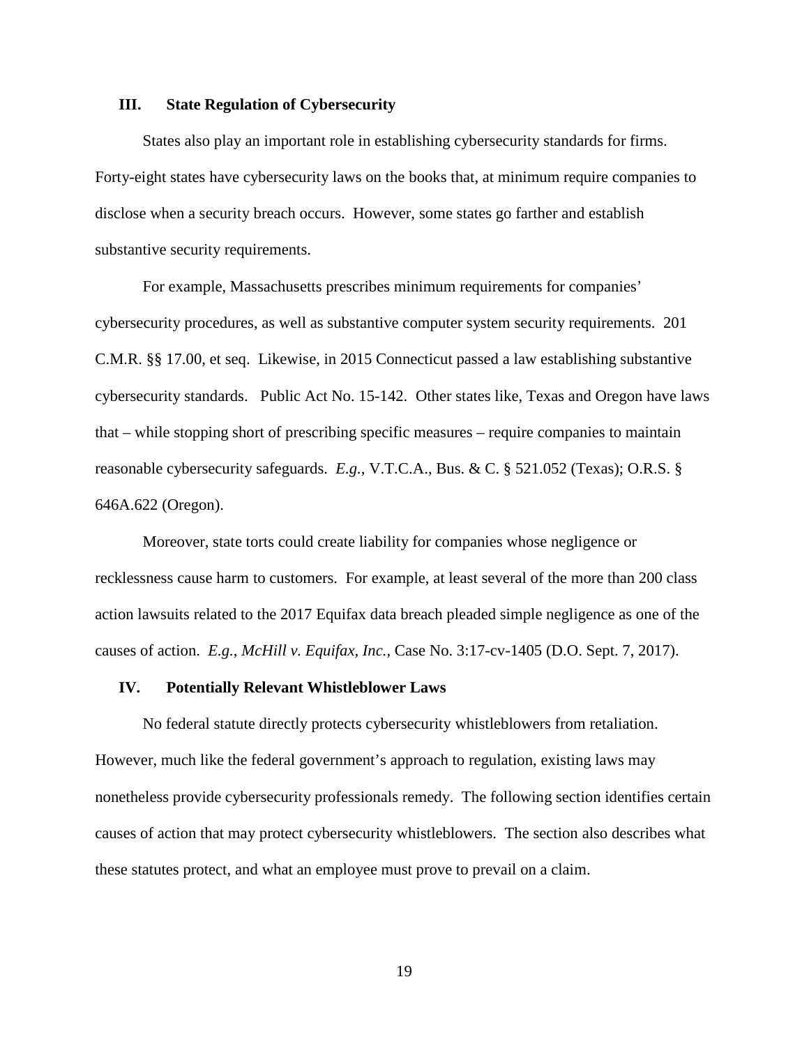## III. State Regulation of Cybersecurity

States also play an important role in establishing cybersecurity standards for firms. Forty-eight states have cybersecurity laws on the books that, at minimum require companies to disclose when a security breach occurs. However, some states go farther and establish substantive security requirements.

For example, Massachusetts prescribes minimum requirements for companies' cybersecurity procedures, as well as substantive computer system security requirements. 201 C.M.R. §§ 17.00, et seq. Likewise, in 2015 Connecticut passed a law establishing substantive cybersecurity standards. Public Act No. 15-142. Other states like, Texas and Oregon have laws that – while stopping short of prescribing specific measures – require companies to maintain reasonable cybersecurity safeguards. *E.g.*, V.T.C.A., Bus. & C. § 521.052 (Texas); O.R.S. § 646A.622 (Oregon).

Moreover, state torts could create liability for companies whose negligence or recklessness cause harm to customers. For example, at least several of the more than 200 class action lawsuits related to the 2017 Equifax data breach pleaded simple negligence as one of the causes of action. *E.g.*, *McHill v. Equifax, Inc.*, Case No. 3:17-cv-1405 (D.O. Sept. 7, 2017).

## IV. Potentially Relevant Whistleblower Laws

No federal statute directly protects cybersecurity whistleblowers from retaliation. However, much like the federal government's approach to regulation, existing laws may nonetheless provide cybersecurity professionals remedy. The following section identifies certain causes of action that may protect cybersecurity whistleblowers. The section also describes what these statutes protect, and what an employee must prove to prevail on a claim.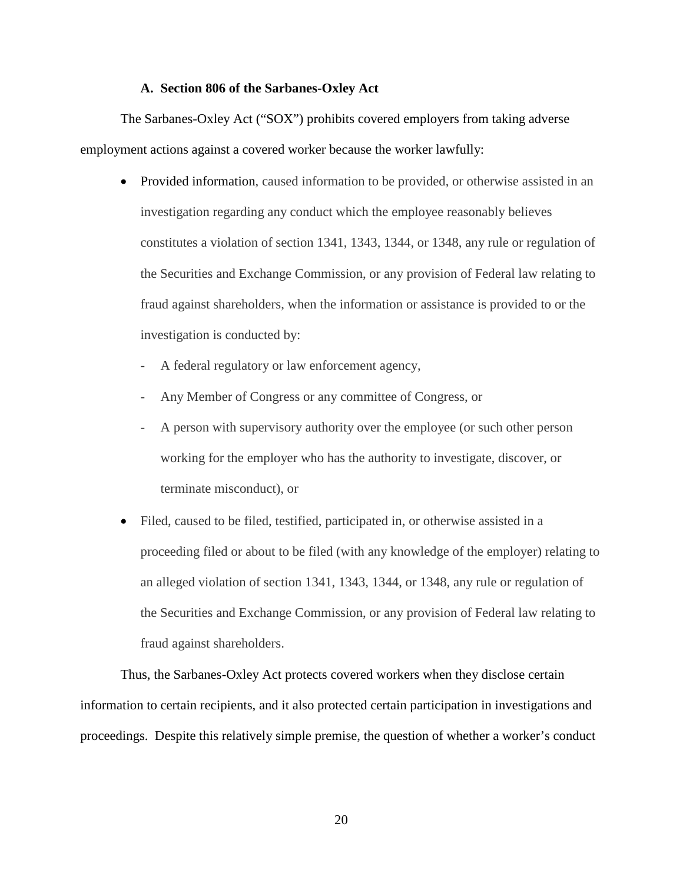### A. Section 806 of the Sarbanes-Oxley Act

The Sarbanes-Oxley Act ("SOX") prohibits covered employers from taking adverse employment actions against a covered worker because the worker lawfully:

- Provided information, caused information to be provided, or otherwise assisted in an investigation regarding any conduct which the employee reasonably believes constitutes a violation of section 1341, 1343, 1344, or 1348, any rule or regulation of the Securities and Exchange Commission, or any provision of Federal law relating to fraud against shareholders, when the information or assistance is provided to or the investigation is conducted by:
  - A federal regulatory or law enforcement agency,
  - Any Member of Congress or any committee of Congress, or
  - A person with supervisory authority over the employee (or such other person working for the employer who has the authority to investigate, discover, or terminate misconduct), or
- Filed, caused to be filed, testified, participated in, or otherwise assisted in a proceeding filed or about to be filed (with any knowledge of the employer) relating to an alleged violation of section 1341, 1343, 1344, or 1348, any rule or regulation of the Securities and Exchange Commission, or any provision of Federal law relating to fraud against shareholders.

Thus, the Sarbanes-Oxley Act protects covered workers when they disclose certain information to certain recipients, and it also protected certain participation in investigations and proceedings. Despite this relatively simple premise, the question of whether a worker's conduct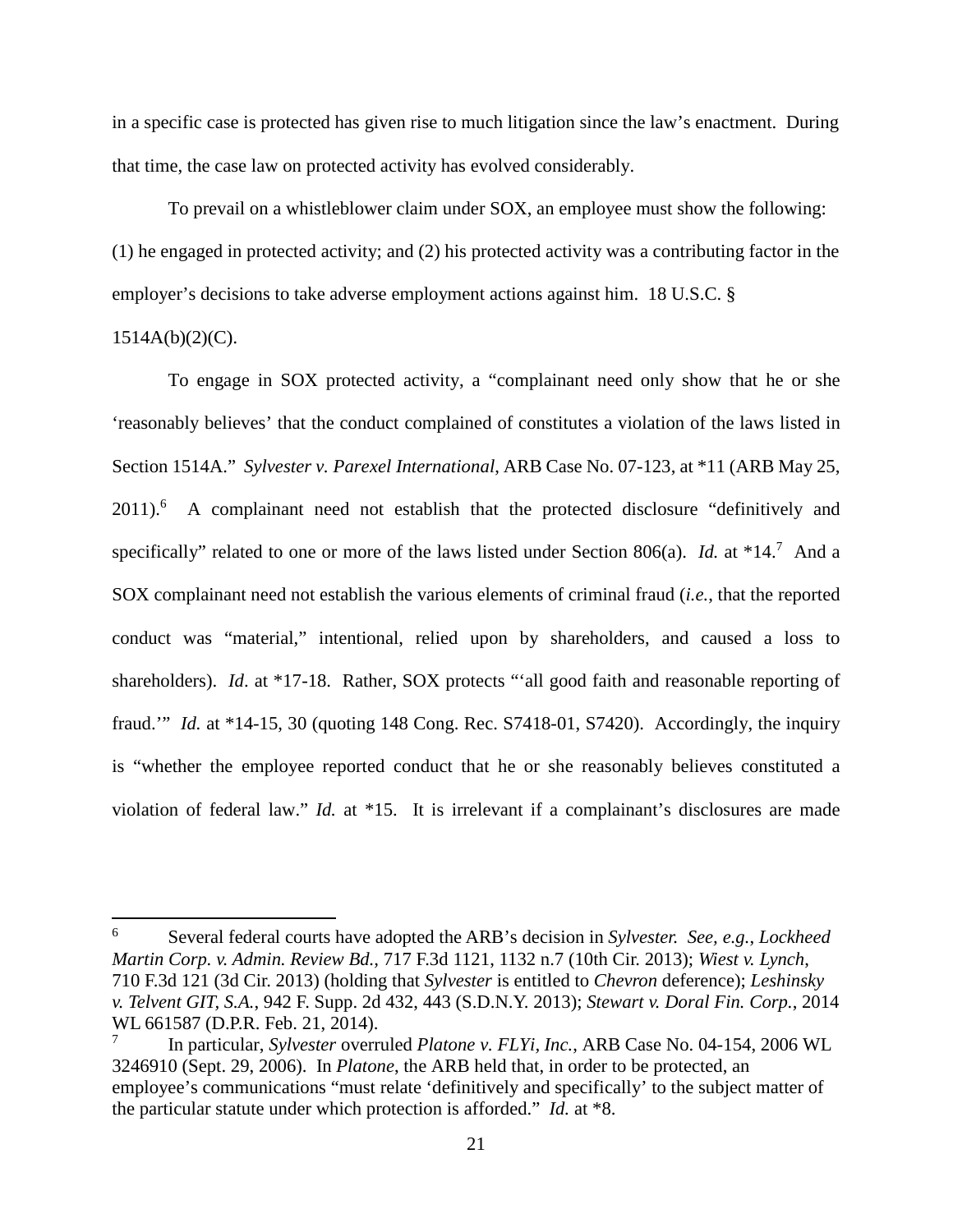in a specific case is protected has given rise to much litigation since the law's enactment. During that time, the case law on protected activity has evolved considerably.

To prevail on a whistleblower claim under SOX, an employee must show the following: (1) he engaged in protected activity; and (2) his protected activity was a contributing factor in the employer's decisions to take adverse employment actions against him. 18 U.S.C. § 1514A(b)(2)(C).

To engage in SOX protected activity, a "complainant need only show that he or she 'reasonably believes' that the conduct complained of constitutes a violation of the laws listed in Section 1514A." *Sylvester v. Parexel International*, ARB Case No. 07-123, at *11 (ARB May 25, 2011).[6] A complainant need not establish that the protected disclosure "definitively and specifically" related to one or more of the laws listed under Section 806(a). *Id.* at *14.[7] And a SOX complainant need not establish the various elements of criminal fraud (*i.e.*, that the reported conduct was "material," intentional, relied upon by shareholders, and caused a loss to shareholders). *Id*. at *17-18. Rather, SOX protects "'all good faith and reasonable reporting of fraud.'" *Id.* at *14-15, 30 (quoting 148 Cong. Rec. S7418-01, S7420). Accordingly, the inquiry is "whether the employee reported conduct that he or she reasonably believes constituted a violation of federal law." *Id.* at *15. It is irrelevant if a complainant's disclosures are made

---

[6] Several federal courts have adopted the ARB's decision in *Sylvester. See, e.g.*, *Lockheed Martin Corp. v. Admin. Review Bd.*, 717 F.3d 1121, 1132 n.7 (10th Cir. 2013); *Wiest v. Lynch*, 710 F.3d 121 (3d Cir. 2013) (holding that *Sylvester* is entitled to *Chevron* deference); *Leshinsky v. Telvent GIT, S.A.*, 942 F. Supp. 2d 432, 443 (S.D.N.Y. 2013); *Stewart v. Doral Fin. Corp.*, 2014 WL 661587 (D.P.R. Feb. 21, 2014).

[7] In particular, *Sylvester* overruled *Platone v. FLYi, Inc.*, ARB Case No. 04-154, 2006 WL 3246910 (Sept. 29, 2006). In *Platone*, the ARB held that, in order to be protected, an employee's communications "must relate 'definitively and specifically' to the subject matter of the particular statute under which protection is afforded." *Id.* at *8.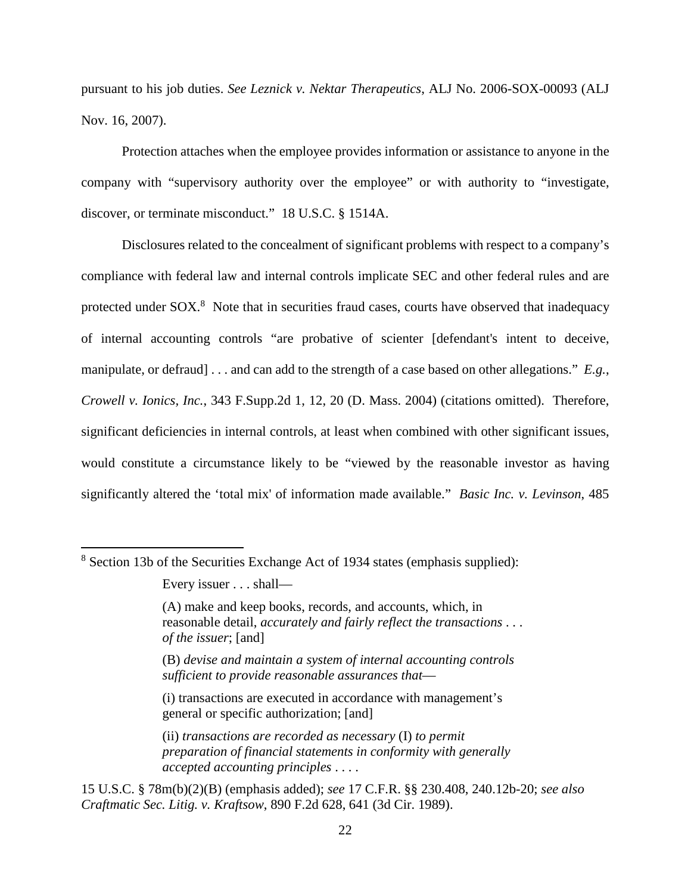pursuant to his job duties. *See Leznick v. Nektar Therapeutics*, ALJ No. 2006-SOX-00093 (ALJ Nov. 16, 2007).

Protection attaches when the employee provides information or assistance to anyone in the company with "supervisory authority over the employee" or with authority to "investigate, discover, or terminate misconduct." 18 U.S.C. § 1514A.

Disclosures related to the concealment of significant problems with respect to a company's compliance with federal law and internal controls implicate SEC and other federal rules and are protected under SOX.[8] Note that in securities fraud cases, courts have observed that inadequacy of internal accounting controls "are probative of scienter [defendant's intent to deceive, manipulate, or defraud] . . . and can add to the strength of a case based on other allegations." *E.g.*, *Crowell v. Ionics, Inc.*, 343 F.Supp.2d 1, 12, 20 (D. Mass. 2004) (citations omitted). Therefore, significant deficiencies in internal controls, at least when combined with other significant issues, would constitute a circumstance likely to be "viewed by the reasonable investor as having significantly altered the 'total mix' of information made available." *Basic Inc. v. Levinson*, 485

---

[8] Section 13b of the Securities Exchange Act of 1934 states (emphasis supplied):

> Every issuer . . . shall—
>
> (A) make and keep books, records, and accounts, which, in reasonable detail, *accurately and fairly reflect the transactions . . . of the issuer*; [and]
>
> (B) *devise and maintain a system of internal accounting controls sufficient to provide reasonable assurances that*—
>
> (i) transactions are executed in accordance with management's general or specific authorization; [and]
>
> (ii) *transactions are recorded as necessary* (I) *to permit preparation of financial statements in conformity with generally accepted accounting principles* . . . .

15 U.S.C. § 78m(b)(2)(B) (emphasis added); *see* 17 C.F.R. §§ 230.408, 240.12b-20; *see also Craftmatic Sec. Litig. v. Kraftsow*, 890 F.2d 628, 641 (3d Cir. 1989).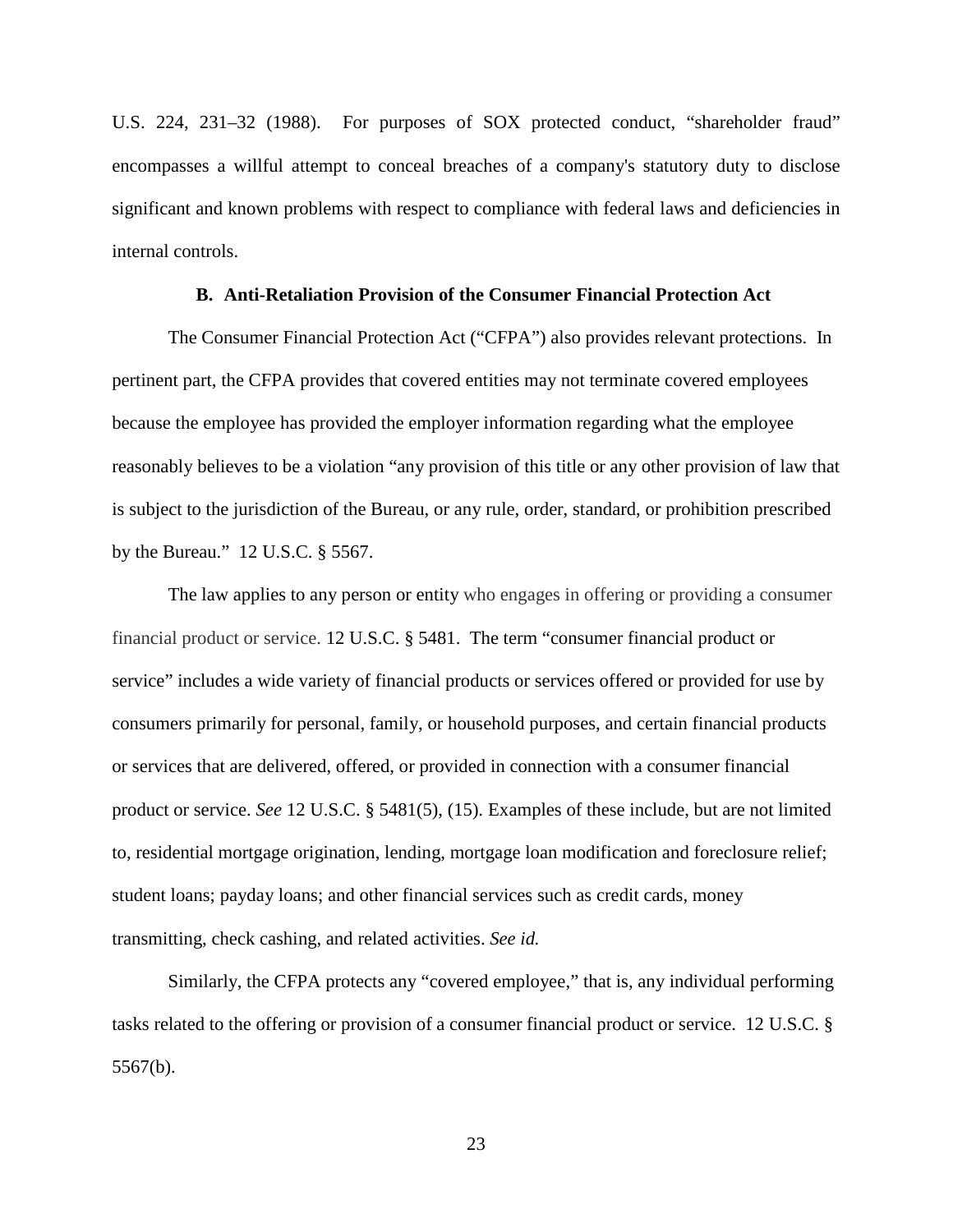U.S. 224, 231–32 (1988). For purposes of SOX protected conduct, "shareholder fraud" encompasses a willful attempt to conceal breaches of a company's statutory duty to disclose significant and known problems with respect to compliance with federal laws and deficiencies in internal controls.

### B. Anti-Retaliation Provision of the Consumer Financial Protection Act

The Consumer Financial Protection Act ("CFPA") also provides relevant protections. In pertinent part, the CFPA provides that covered entities may not terminate covered employees because the employee has provided the employer information regarding what the employee reasonably believes to be a violation "any provision of this title or any other provision of law that is subject to the jurisdiction of the Bureau, or any rule, order, standard, or prohibition prescribed by the Bureau." 12 U.S.C. § 5567.

The law applies to any person or entity who engages in offering or providing a consumer financial product or service. 12 U.S.C. § 5481. The term "consumer financial product or service" includes a wide variety of financial products or services offered or provided for use by consumers primarily for personal, family, or household purposes, and certain financial products or services that are delivered, offered, or provided in connection with a consumer financial product or service. *See* 12 U.S.C. § 5481(5), (15). Examples of these include, but are not limited to, residential mortgage origination, lending, mortgage loan modification and foreclosure relief; student loans; payday loans; and other financial services such as credit cards, money transmitting, check cashing, and related activities. *See id.*

Similarly, the CFPA protects any "covered employee," that is, any individual performing tasks related to the offering or provision of a consumer financial product or service. 12 U.S.C. § 5567(b).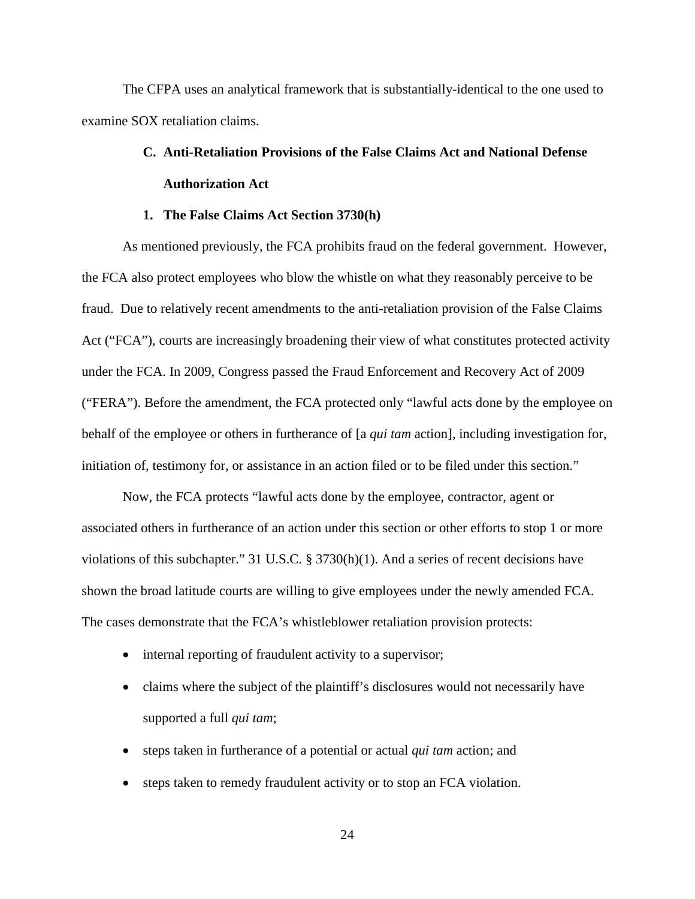The CFPA uses an analytical framework that is substantially-identical to the one used to examine SOX retaliation claims.

### C. Anti-Retaliation Provisions of the False Claims Act and National Defense Authorization Act

#### 1. The False Claims Act Section 3730(h)

As mentioned previously, the FCA prohibits fraud on the federal government. However, the FCA also protect employees who blow the whistle on what they reasonably perceive to be fraud. Due to relatively recent amendments to the anti-retaliation provision of the False Claims Act ("FCA"), courts are increasingly broadening their view of what constitutes protected activity under the FCA. In 2009, Congress passed the Fraud Enforcement and Recovery Act of 2009 ("FERA"). Before the amendment, the FCA protected only "lawful acts done by the employee on behalf of the employee or others in furtherance of [a *qui tam* action], including investigation for, initiation of, testimony for, or assistance in an action filed or to be filed under this section."

Now, the FCA protects "lawful acts done by the employee, contractor, agent or associated others in furtherance of an action under this section or other efforts to stop 1 or more violations of this subchapter." 31 U.S.C. § 3730(h)(1). And a series of recent decisions have shown the broad latitude courts are willing to give employees under the newly amended FCA. The cases demonstrate that the FCA's whistleblower retaliation provision protects:

- internal reporting of fraudulent activity to a supervisor;
- claims where the subject of the plaintiff's disclosures would not necessarily have supported a full *qui tam*;
- steps taken in furtherance of a potential or actual *qui tam* action; and
- steps taken to remedy fraudulent activity or to stop an FCA violation.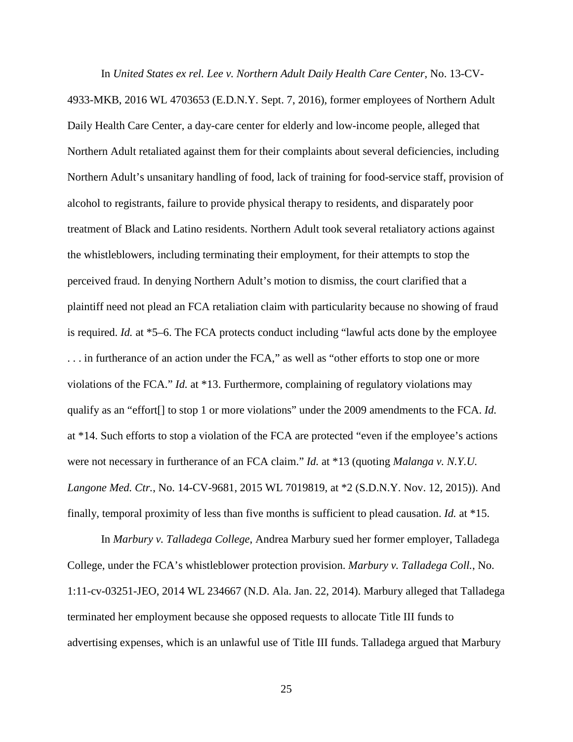In *United States ex rel. Lee v. Northern Adult Daily Health Care Center*, No. 13-CV-4933-MKB, 2016 WL 4703653 (E.D.N.Y. Sept. 7, 2016), former employees of Northern Adult Daily Health Care Center, a day-care center for elderly and low-income people, alleged that Northern Adult retaliated against them for their complaints about several deficiencies, including Northern Adult's unsanitary handling of food, lack of training for food-service staff, provision of alcohol to registrants, failure to provide physical therapy to residents, and disparately poor treatment of Black and Latino residents. Northern Adult took several retaliatory actions against the whistleblowers, including terminating their employment, for their attempts to stop the perceived fraud. In denying Northern Adult's motion to dismiss, the court clarified that a plaintiff need not plead an FCA retaliation claim with particularity because no showing of fraud is required. *Id.* at *5–6. The FCA protects conduct including "lawful acts done by the employee . . . in furtherance of an action under the FCA," as well as "other efforts to stop one or more violations of the FCA." *Id.* at *13. Furthermore, complaining of regulatory violations may qualify as an "effort[] to stop 1 or more violations" under the 2009 amendments to the FCA. *Id.* at *14. Such efforts to stop a violation of the FCA are protected "even if the employee's actions were not necessary in furtherance of an FCA claim." *Id.* at *13 (quoting *Malanga v. N.Y.U. Langone Med. Ctr.*, No. 14-CV-9681, 2015 WL 7019819, at *2 (S.D.N.Y. Nov. 12, 2015)). And finally, temporal proximity of less than five months is sufficient to plead causation. *Id.* at *15.

In *Marbury v. Talladega College*, Andrea Marbury sued her former employer, Talladega College, under the FCA's whistleblower protection provision. *Marbury v. Talladega Coll.*, No. 1:11-cv-03251-JEO, 2014 WL 234667 (N.D. Ala. Jan. 22, 2014). Marbury alleged that Talladega terminated her employment because she opposed requests to allocate Title III funds to advertising expenses, which is an unlawful use of Title III funds. Talladega argued that Marbury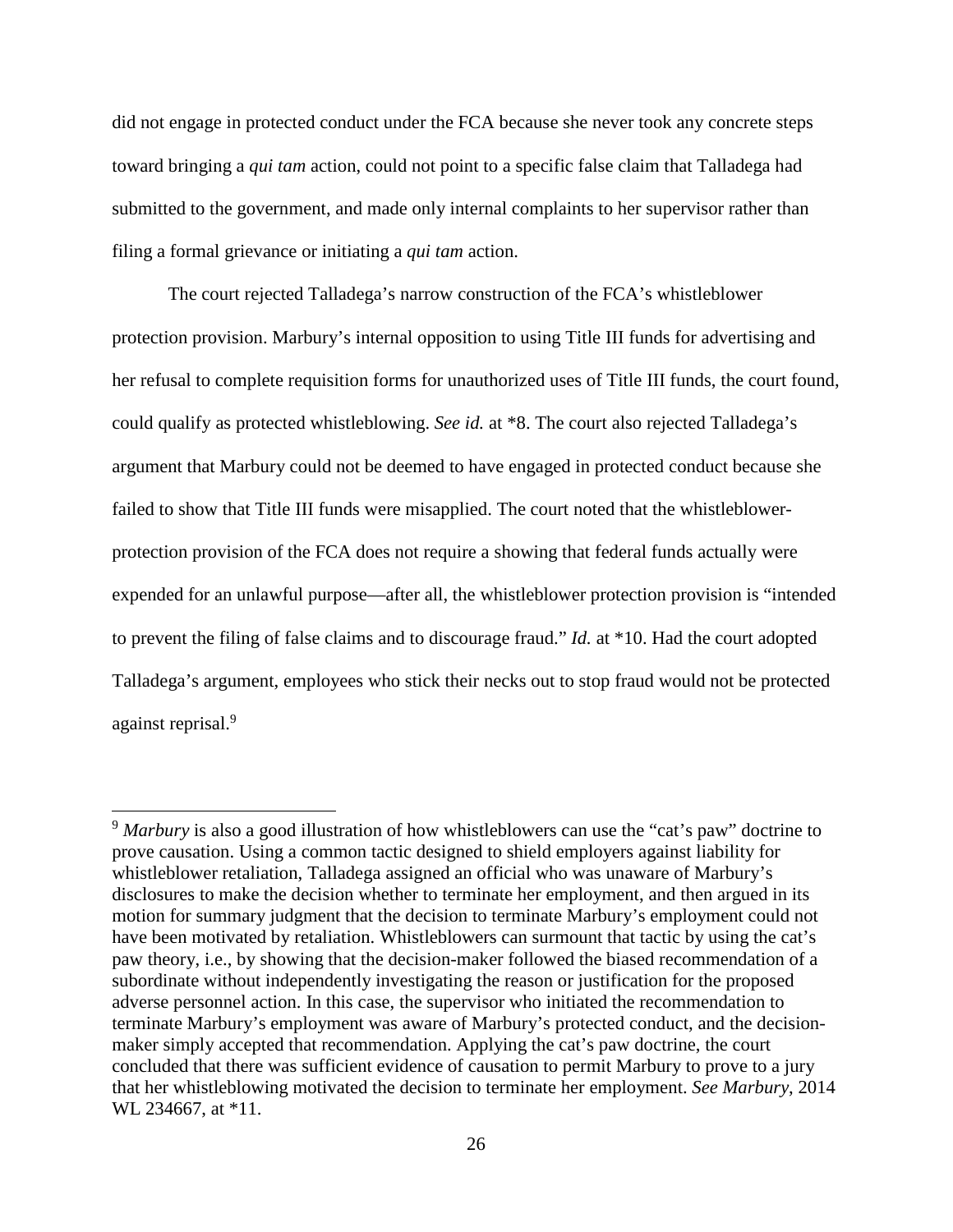did not engage in protected conduct under the FCA because she never took any concrete steps toward bringing a *qui tam* action, could not point to a specific false claim that Talladega had submitted to the government, and made only internal complaints to her supervisor rather than filing a formal grievance or initiating a *qui tam* action.

The court rejected Talladega's narrow construction of the FCA's whistleblower protection provision. Marbury's internal opposition to using Title III funds for advertising and her refusal to complete requisition forms for unauthorized uses of Title III funds, the court found, could qualify as protected whistleblowing. *See id.* at *8. The court also rejected Talladega's argument that Marbury could not be deemed to have engaged in protected conduct because she failed to show that Title III funds were misapplied. The court noted that the whistleblower-protection provision of the FCA does not require a showing that federal funds actually were expended for an unlawful purpose—after all, the whistleblower protection provision is "intended to prevent the filing of false claims and to discourage fraud." *Id.* at *10. Had the court adopted Talladega's argument, employees who stick their necks out to stop fraud would not be protected against reprisal.[9]

---

[9] *Marbury* is also a good illustration of how whistleblowers can use the "cat's paw" doctrine to prove causation. Using a common tactic designed to shield employers against liability for whistleblower retaliation, Talladega assigned an official who was unaware of Marbury's disclosures to make the decision whether to terminate her employment, and then argued in its motion for summary judgment that the decision to terminate Marbury's employment could not have been motivated by retaliation. Whistleblowers can surmount that tactic by using the cat's paw theory, i.e., by showing that the decision-maker followed the biased recommendation of a subordinate without independently investigating the reason or justification for the proposed adverse personnel action. In this case, the supervisor who initiated the recommendation to terminate Marbury's employment was aware of Marbury's protected conduct, and the decision-maker simply accepted that recommendation. Applying the cat's paw doctrine, the court concluded that there was sufficient evidence of causation to permit Marbury to prove to a jury that her whistleblowing motivated the decision to terminate her employment. *See Marbury*, 2014 WL 234667, at *11.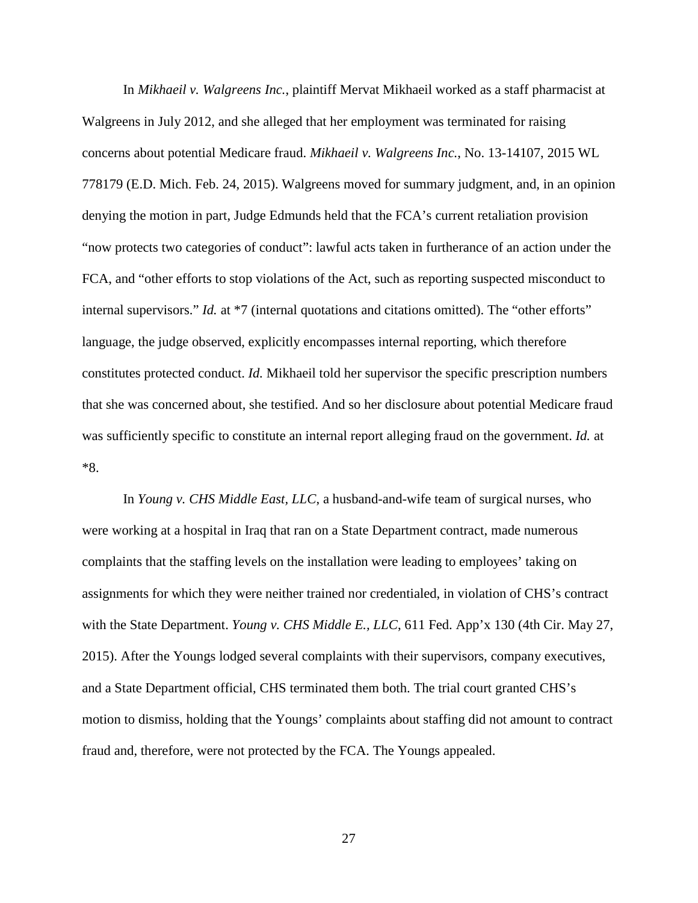In *Mikhaeil v. Walgreens Inc.*, plaintiff Mervat Mikhaeil worked as a staff pharmacist at Walgreens in July 2012, and she alleged that her employment was terminated for raising concerns about potential Medicare fraud. *Mikhaeil v. Walgreens Inc.*, No. 13-14107, 2015 WL 778179 (E.D. Mich. Feb. 24, 2015). Walgreens moved for summary judgment, and, in an opinion denying the motion in part, Judge Edmunds held that the FCA's current retaliation provision "now protects two categories of conduct": lawful acts taken in furtherance of an action under the FCA, and "other efforts to stop violations of the Act, such as reporting suspected misconduct to internal supervisors." *Id.* at *7 (internal quotations and citations omitted). The "other efforts" language, the judge observed, explicitly encompasses internal reporting, which therefore constitutes protected conduct. *Id.* Mikhaeil told her supervisor the specific prescription numbers that she was concerned about, she testified. And so her disclosure about potential Medicare fraud was sufficiently specific to constitute an internal report alleging fraud on the government. *Id.* at *8.

In *Young v. CHS Middle East, LLC*, a husband-and-wife team of surgical nurses, who were working at a hospital in Iraq that ran on a State Department contract, made numerous complaints that the staffing levels on the installation were leading to employees' taking on assignments for which they were neither trained nor credentialed, in violation of CHS's contract with the State Department. *Young v. CHS Middle E., LLC*, 611 Fed. App'x 130 (4th Cir. May 27, 2015). After the Youngs lodged several complaints with their supervisors, company executives, and a State Department official, CHS terminated them both. The trial court granted CHS's motion to dismiss, holding that the Youngs' complaints about staffing did not amount to contract fraud and, therefore, were not protected by the FCA. The Youngs appealed.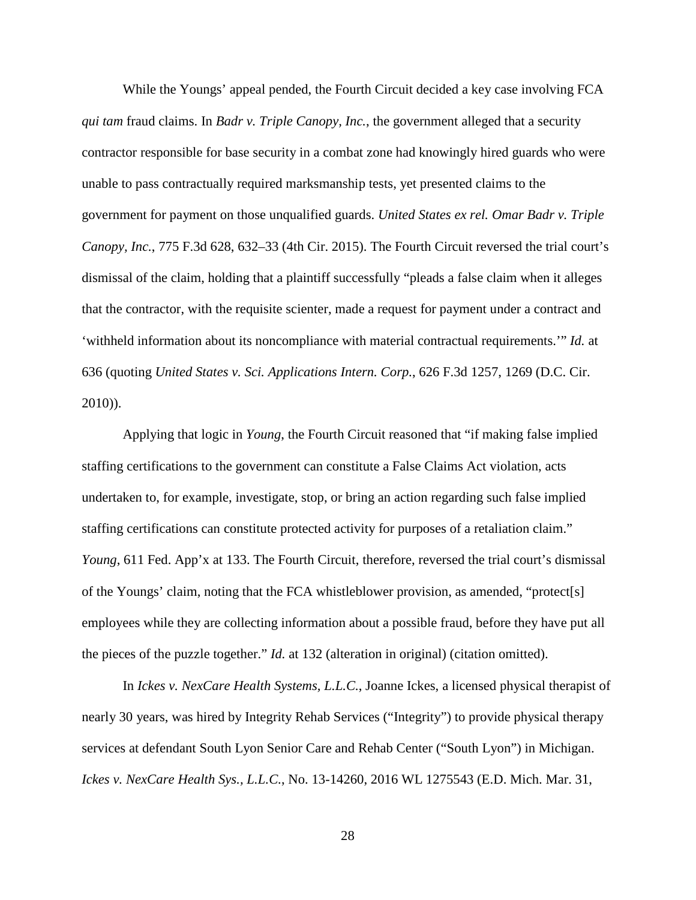While the Youngs' appeal pended, the Fourth Circuit decided a key case involving FCA *qui tam* fraud claims. In *Badr v. Triple Canopy, Inc.*, the government alleged that a security contractor responsible for base security in a combat zone had knowingly hired guards who were unable to pass contractually required marksmanship tests, yet presented claims to the government for payment on those unqualified guards. *United States ex rel. Omar Badr v. Triple Canopy, Inc.*, 775 F.3d 628, 632–33 (4th Cir. 2015). The Fourth Circuit reversed the trial court's dismissal of the claim, holding that a plaintiff successfully "pleads a false claim when it alleges that the contractor, with the requisite scienter, made a request for payment under a contract and 'withheld information about its noncompliance with material contractual requirements.'" *Id.* at 636 (quoting *United States v. Sci. Applications Intern. Corp.*, 626 F.3d 1257, 1269 (D.C. Cir. 2010)).

Applying that logic in *Young*, the Fourth Circuit reasoned that "if making false implied staffing certifications to the government can constitute a False Claims Act violation, acts undertaken to, for example, investigate, stop, or bring an action regarding such false implied staffing certifications can constitute protected activity for purposes of a retaliation claim." *Young*, 611 Fed. App'x at 133. The Fourth Circuit, therefore, reversed the trial court's dismissal of the Youngs' claim, noting that the FCA whistleblower provision, as amended, "protect[s] employees while they are collecting information about a possible fraud, before they have put all the pieces of the puzzle together." *Id.* at 132 (alteration in original) (citation omitted).

In *Ickes v. NexCare Health Systems, L.L.C.*, Joanne Ickes, a licensed physical therapist of nearly 30 years, was hired by Integrity Rehab Services ("Integrity") to provide physical therapy services at defendant South Lyon Senior Care and Rehab Center ("South Lyon") in Michigan. *Ickes v. NexCare Health Sys., L.L.C.*, No. 13-14260, 2016 WL 1275543 (E.D. Mich. Mar. 31,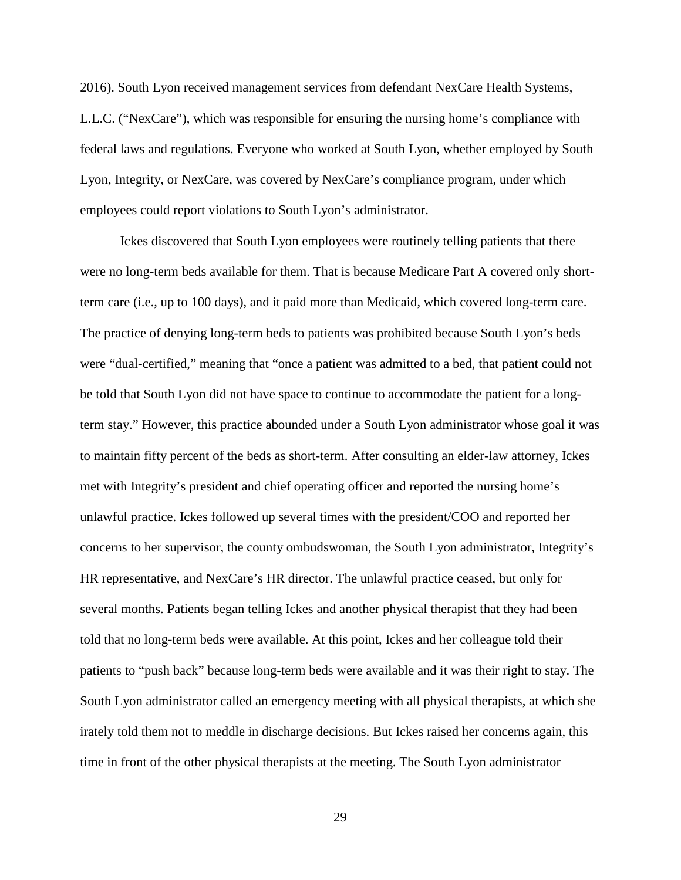2016). South Lyon received management services from defendant NexCare Health Systems, L.L.C. ("NexCare"), which was responsible for ensuring the nursing home's compliance with federal laws and regulations. Everyone who worked at South Lyon, whether employed by South Lyon, Integrity, or NexCare, was covered by NexCare's compliance program, under which employees could report violations to South Lyon's administrator.

Ickes discovered that South Lyon employees were routinely telling patients that there were no long-term beds available for them. That is because Medicare Part A covered only short-term care (i.e., up to 100 days), and it paid more than Medicaid, which covered long-term care. The practice of denying long-term beds to patients was prohibited because South Lyon's beds were "dual-certified," meaning that "once a patient was admitted to a bed, that patient could not be told that South Lyon did not have space to continue to accommodate the patient for a long-term stay." However, this practice abounded under a South Lyon administrator whose goal it was to maintain fifty percent of the beds as short-term. After consulting an elder-law attorney, Ickes met with Integrity's president and chief operating officer and reported the nursing home's unlawful practice. Ickes followed up several times with the president/COO and reported her concerns to her supervisor, the county ombudswoman, the South Lyon administrator, Integrity's HR representative, and NexCare's HR director. The unlawful practice ceased, but only for several months. Patients began telling Ickes and another physical therapist that they had been told that no long-term beds were available. At this point, Ickes and her colleague told their patients to "push back" because long-term beds were available and it was their right to stay. The South Lyon administrator called an emergency meeting with all physical therapists, at which she irately told them not to meddle in discharge decisions. But Ickes raised her concerns again, this time in front of the other physical therapists at the meeting. The South Lyon administrator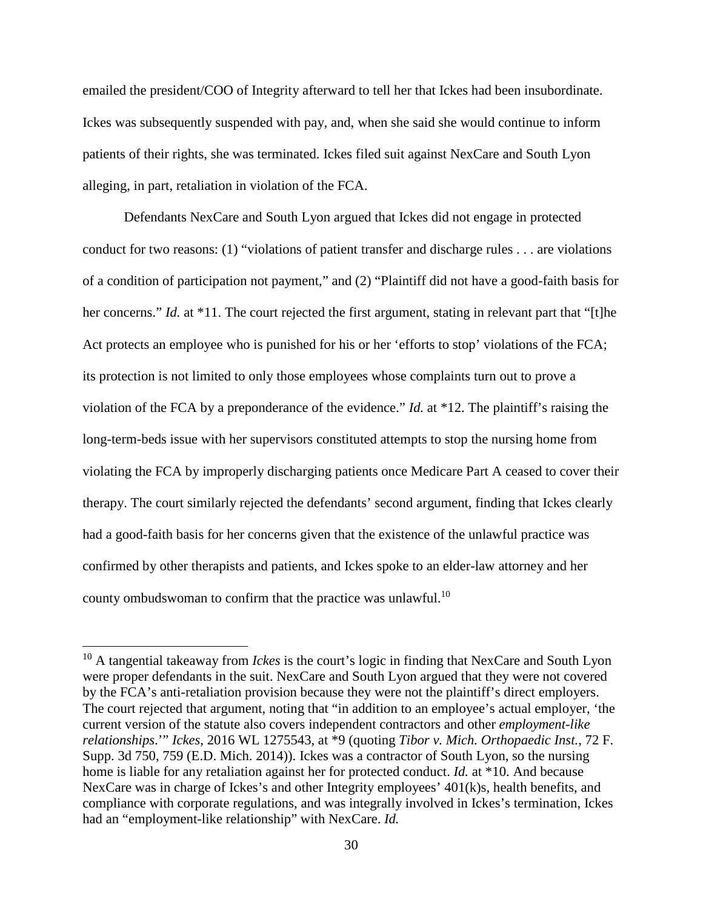emailed the president/COO of Integrity afterward to tell her that Ickes had been insubordinate. Ickes was subsequently suspended with pay, and, when she said she would continue to inform patients of their rights, she was terminated. Ickes filed suit against NexCare and South Lyon alleging, in part, retaliation in violation of the FCA.

Defendants NexCare and South Lyon argued that Ickes did not engage in protected conduct for two reasons: (1) "violations of patient transfer and discharge rules . . . are violations of a condition of participation not payment," and (2) "Plaintiff did not have a good-faith basis for her concerns." *Id.* at *11. The court rejected the first argument, stating in relevant part that "[t]he Act protects an employee who is punished for his or her 'efforts to stop' violations of the FCA; its protection is not limited to only those employees whose complaints turn out to prove a violation of the FCA by a preponderance of the evidence." *Id.* at *12. The plaintiff's raising the long-term-beds issue with her supervisors constituted attempts to stop the nursing home from violating the FCA by improperly discharging patients once Medicare Part A ceased to cover their therapy. The court similarly rejected the defendants' second argument, finding that Ickes clearly had a good-faith basis for her concerns given that the existence of the unlawful practice was confirmed by other therapists and patients, and Ickes spoke to an elder-law attorney and her county ombudswoman to confirm that the practice was unlawful.[10]

---

[10] A tangential takeaway from *Ickes* is the court's logic in finding that NexCare and South Lyon were proper defendants in the suit. NexCare and South Lyon argued that they were not covered by the FCA's anti-retaliation provision because they were not the plaintiff's direct employers. The court rejected that argument, noting that "in addition to an employee's actual employer, 'the current version of the statute also covers independent contractors and other *employment-like relationships*.'" *Ickes*, 2016 WL 1275543, at *9 (quoting *Tibor v. Mich. Orthopaedic Inst.*, 72 F. Supp. 3d 750, 759 (E.D. Mich. 2014)). Ickes was a contractor of South Lyon, so the nursing home is liable for any retaliation against her for protected conduct. *Id.* at *10. And because NexCare was in charge of Ickes's and other Integrity employees' 401(k)s, health benefits, and compliance with corporate regulations, and was integrally involved in Ickes's termination, Ickes had an "employment-like relationship" with NexCare. *Id.*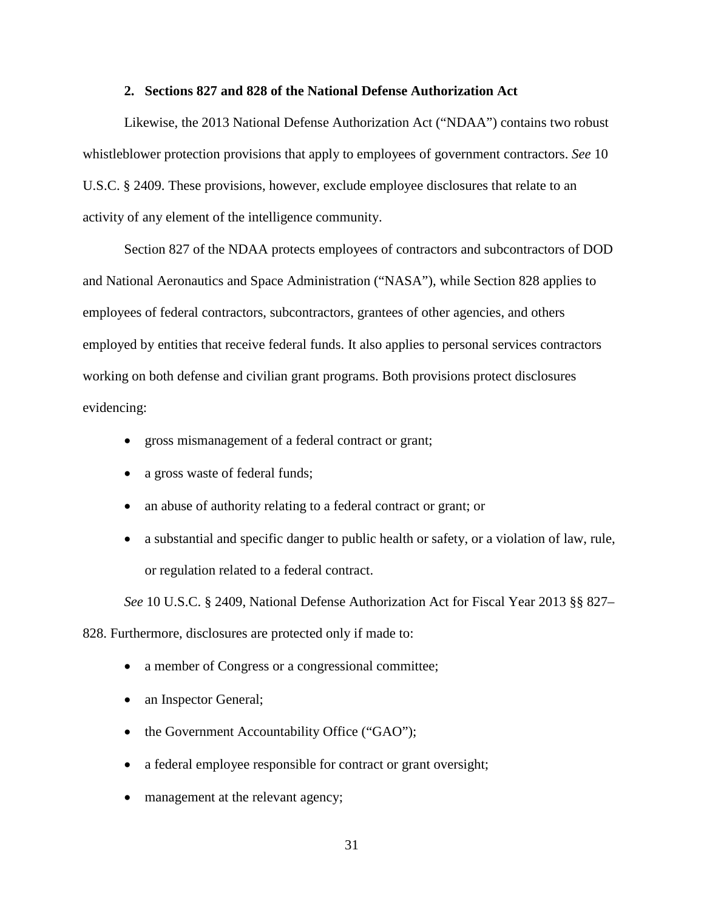### 2. Sections 827 and 828 of the National Defense Authorization Act

Likewise, the 2013 National Defense Authorization Act ("NDAA") contains two robust whistleblower protection provisions that apply to employees of government contractors. *See* 10 U.S.C. § 2409. These provisions, however, exclude employee disclosures that relate to an activity of any element of the intelligence community.

Section 827 of the NDAA protects employees of contractors and subcontractors of DOD and National Aeronautics and Space Administration ("NASA"), while Section 828 applies to employees of federal contractors, subcontractors, grantees of other agencies, and others employed by entities that receive federal funds. It also applies to personal services contractors working on both defense and civilian grant programs. Both provisions protect disclosures evidencing:

- gross mismanagement of a federal contract or grant;
- a gross waste of federal funds;
- an abuse of authority relating to a federal contract or grant; or
- a substantial and specific danger to public health or safety, or a violation of law, rule, or regulation related to a federal contract.

*See* 10 U.S.C. § 2409, National Defense Authorization Act for Fiscal Year 2013 §§ 827–828. Furthermore, disclosures are protected only if made to:

- a member of Congress or a congressional committee;
- an Inspector General;
- the Government Accountability Office ("GAO");
- a federal employee responsible for contract or grant oversight;
- management at the relevant agency;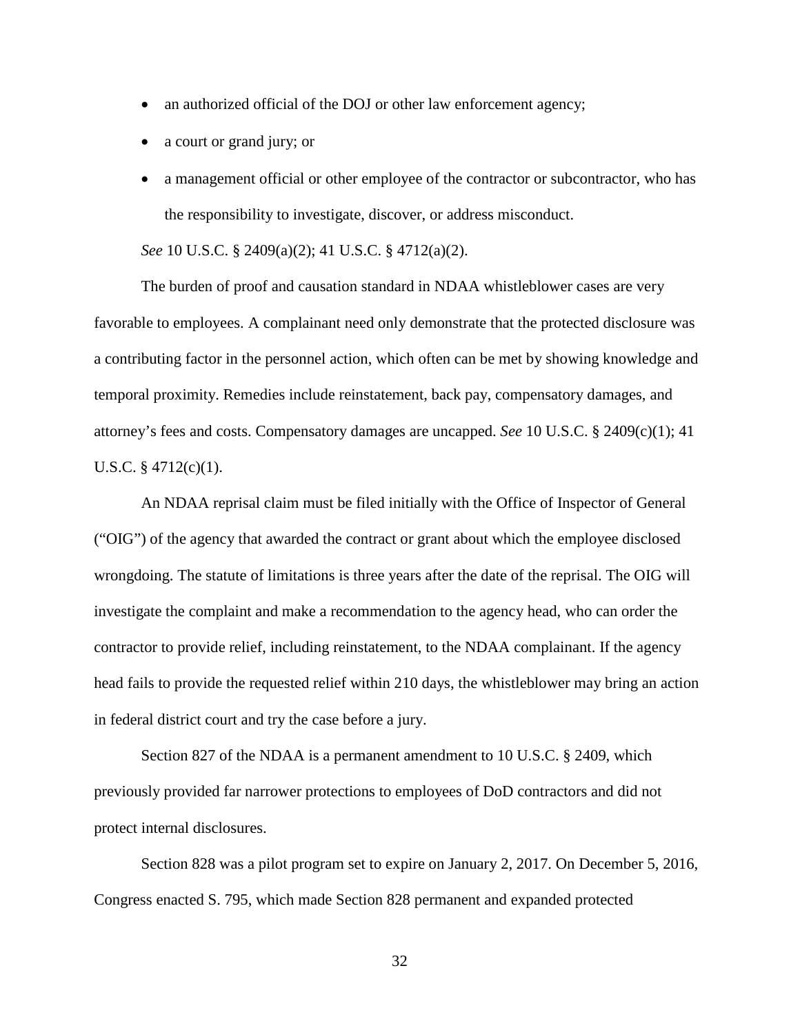- an authorized official of the DOJ or other law enforcement agency;
- a court or grand jury; or
- a management official or other employee of the contractor or subcontractor, who has the responsibility to investigate, discover, or address misconduct.

*See* 10 U.S.C. § 2409(a)(2); 41 U.S.C. § 4712(a)(2).

The burden of proof and causation standard in NDAA whistleblower cases are very favorable to employees. A complainant need only demonstrate that the protected disclosure was a contributing factor in the personnel action, which often can be met by showing knowledge and temporal proximity. Remedies include reinstatement, back pay, compensatory damages, and attorney's fees and costs. Compensatory damages are uncapped. *See* 10 U.S.C. § 2409(c)(1); 41 U.S.C. § 4712(c)(1).

An NDAA reprisal claim must be filed initially with the Office of Inspector of General ("OIG") of the agency that awarded the contract or grant about which the employee disclosed wrongdoing. The statute of limitations is three years after the date of the reprisal. The OIG will investigate the complaint and make a recommendation to the agency head, who can order the contractor to provide relief, including reinstatement, to the NDAA complainant. If the agency head fails to provide the requested relief within 210 days, the whistleblower may bring an action in federal district court and try the case before a jury.

Section 827 of the NDAA is a permanent amendment to 10 U.S.C. § 2409, which previously provided far narrower protections to employees of DoD contractors and did not protect internal disclosures.

Section 828 was a pilot program set to expire on January 2, 2017. On December 5, 2016, Congress enacted S. 795, which made Section 828 permanent and expanded protected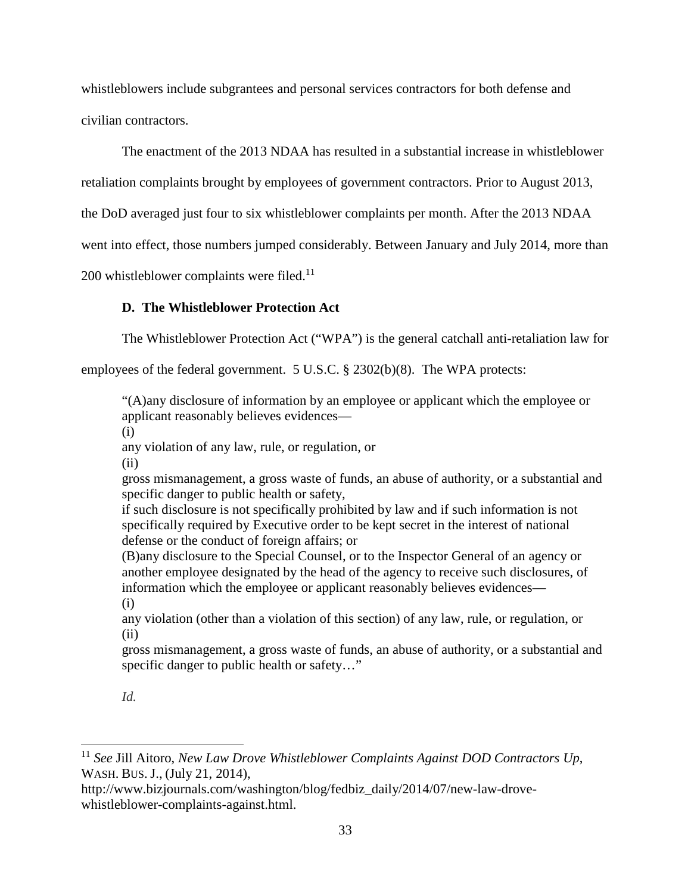whistleblowers include subgrantees and personal services contractors for both defense and civilian contractors.

The enactment of the 2013 NDAA has resulted in a substantial increase in whistleblower retaliation complaints brought by employees of government contractors. Prior to August 2013, the DoD averaged just four to six whistleblower complaints per month. After the 2013 NDAA went into effect, those numbers jumped considerably. Between January and July 2014, more than 200 whistleblower complaints were filed.[11]

### D. The Whistleblower Protection Act

The Whistleblower Protection Act ("WPA") is the general catchall anti-retaliation law for employees of the federal government. 5 U.S.C. § 2302(b)(8). The WPA protects:

> "(A)any disclosure of information by an employee or applicant which the employee or applicant reasonably believes evidences—
> (i)
> any violation of any law, rule, or regulation, or
> (ii)
> gross mismanagement, a gross waste of funds, an abuse of authority, or a substantial and specific danger to public health or safety,
> if such disclosure is not specifically prohibited by law and if such information is not specifically required by Executive order to be kept secret in the interest of national defense or the conduct of foreign affairs; or
> (B)any disclosure to the Special Counsel, or to the Inspector General of an agency or another employee designated by the head of the agency to receive such disclosures, of information which the employee or applicant reasonably believes evidences—
> (i)
> any violation (other than a violation of this section) of any law, rule, or regulation, or
> (ii)
> gross mismanagement, a gross waste of funds, an abuse of authority, or a substantial and specific danger to public health or safety…"
>
> *Id.*

---

[11] *See* Jill Aitoro, *New Law Drove Whistleblower Complaints Against DOD Contractors Up*, WASH. BUS. J., (July 21, 2014), http://www.bizjournals.com/washington/blog/fedbiz_daily/2014/07/new-law-drove-whistleblower-complaints-against.html.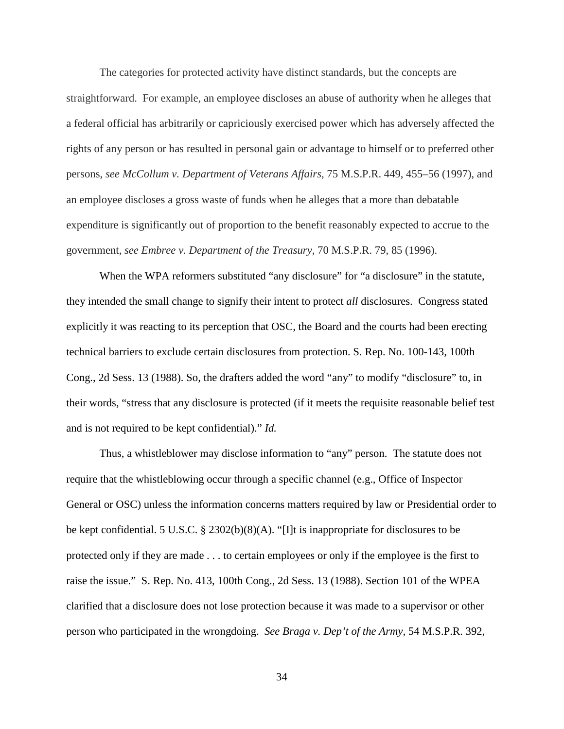The categories for protected activity have distinct standards, but the concepts are straightforward. For example, an employee discloses an abuse of authority when he alleges that a federal official has arbitrarily or capriciously exercised power which has adversely affected the rights of any person or has resulted in personal gain or advantage to himself or to preferred other persons, *see McCollum v. Department of Veterans Affairs,* 75 M.S.P.R. 449, 455–56 (1997), and an employee discloses a gross waste of funds when he alleges that a more than debatable expenditure is significantly out of proportion to the benefit reasonably expected to accrue to the government, *see Embree v. Department of the Treasury,* 70 M.S.P.R. 79, 85 (1996).

When the WPA reformers substituted "any disclosure" for "a disclosure" in the statute, they intended the small change to signify their intent to protect *all* disclosures. Congress stated explicitly it was reacting to its perception that OSC, the Board and the courts had been erecting technical barriers to exclude certain disclosures from protection. S. Rep. No. 100-143, 100th Cong., 2d Sess. 13 (1988). So, the drafters added the word "any" to modify "disclosure" to, in their words, "stress that any disclosure is protected (if it meets the requisite reasonable belief test and is not required to be kept confidential)." *Id.*

Thus, a whistleblower may disclose information to "any" person. The statute does not require that the whistleblowing occur through a specific channel (e.g., Office of Inspector General or OSC) unless the information concerns matters required by law or Presidential order to be kept confidential. 5 U.S.C. § 2302(b)(8)(A). "[I]t is inappropriate for disclosures to be protected only if they are made . . . to certain employees or only if the employee is the first to raise the issue." S. Rep. No. 413, 100th Cong., 2d Sess. 13 (1988). Section 101 of the WPEA clarified that a disclosure does not lose protection because it was made to a supervisor or other person who participated in the wrongdoing. *See Braga v. Dep't of the Army*, 54 M.S.P.R. 392,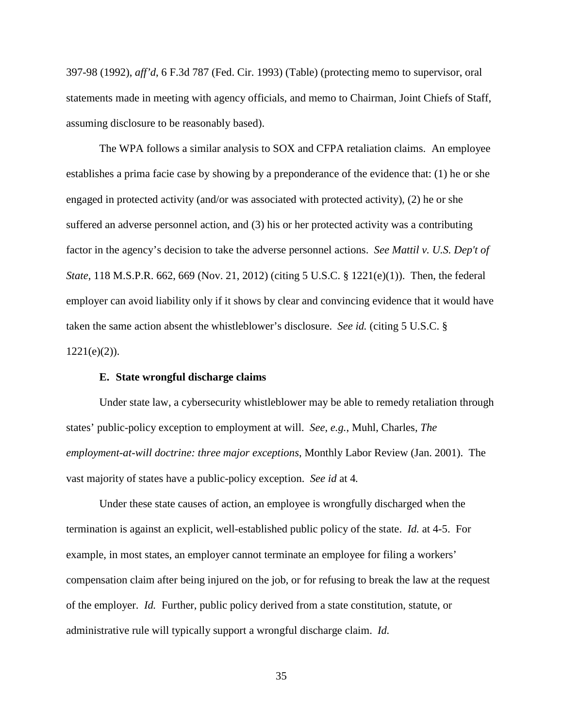397-98 (1992), *aff'd*, 6 F.3d 787 (Fed. Cir. 1993) (Table) (protecting memo to supervisor, oral statements made in meeting with agency officials, and memo to Chairman, Joint Chiefs of Staff, assuming disclosure to be reasonably based).

The WPA follows a similar analysis to SOX and CFPA retaliation claims. An employee establishes a prima facie case by showing by a preponderance of the evidence that: (1) he or she engaged in protected activity (and/or was associated with protected activity), (2) he or she suffered an adverse personnel action, and (3) his or her protected activity was a contributing factor in the agency's decision to take the adverse personnel actions. *See Mattil v. U.S. Dep't of State*, 118 M.S.P.R. 662, 669 (Nov. 21, 2012) (citing 5 U.S.C. § 1221(e)(1)). Then, the federal employer can avoid liability only if it shows by clear and convincing evidence that it would have taken the same action absent the whistleblower's disclosure. *See id.* (citing 5 U.S.C. § 1221(e)(2)).

### E. State wrongful discharge claims

Under state law, a cybersecurity whistleblower may be able to remedy retaliation through states' public-policy exception to employment at will. *See, e.g.*, Muhl, Charles, *The employment-at-will doctrine: three major exceptions*, Monthly Labor Review (Jan. 2001). The vast majority of states have a public-policy exception. *See id* at 4*.*

Under these state causes of action, an employee is wrongfully discharged when the termination is against an explicit, well-established public policy of the state. *Id.* at 4-5. For example, in most states, an employer cannot terminate an employee for filing a workers' compensation claim after being injured on the job, or for refusing to break the law at the request of the employer. *Id.* Further, public policy derived from a state constitution, statute, or administrative rule will typically support a wrongful discharge claim. *Id.*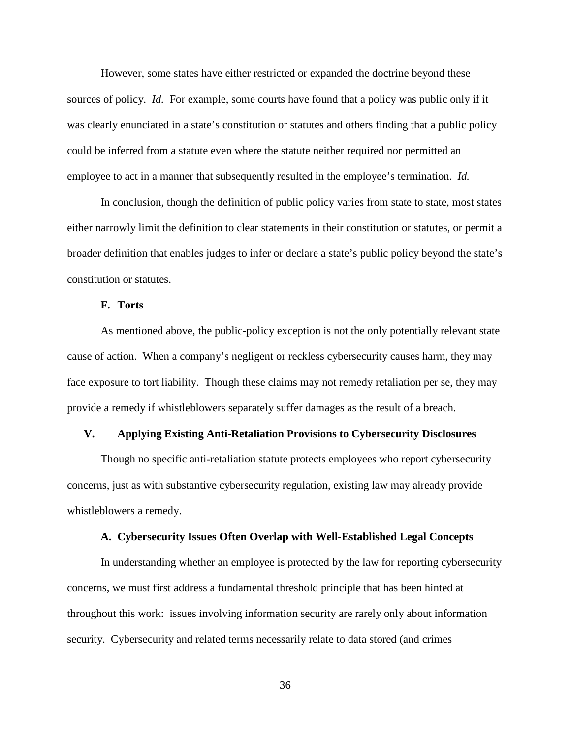However, some states have either restricted or expanded the doctrine beyond these sources of policy. *Id.* For example, some courts have found that a policy was public only if it was clearly enunciated in a state's constitution or statutes and others finding that a public policy could be inferred from a statute even where the statute neither required nor permitted an employee to act in a manner that subsequently resulted in the employee's termination. *Id.*

In conclusion, though the definition of public policy varies from state to state, most states either narrowly limit the definition to clear statements in their constitution or statutes, or permit a broader definition that enables judges to infer or declare a state's public policy beyond the state's constitution or statutes.

### F. Torts

As mentioned above, the public-policy exception is not the only potentially relevant state cause of action. When a company's negligent or reckless cybersecurity causes harm, they may face exposure to tort liability. Though these claims may not remedy retaliation per se, they may provide a remedy if whistleblowers separately suffer damages as the result of a breach.

## V. Applying Existing Anti-Retaliation Provisions to Cybersecurity Disclosures

Though no specific anti-retaliation statute protects employees who report cybersecurity concerns, just as with substantive cybersecurity regulation, existing law may already provide whistleblowers a remedy.

### A. Cybersecurity Issues Often Overlap with Well-Established Legal Concepts

In understanding whether an employee is protected by the law for reporting cybersecurity concerns, we must first address a fundamental threshold principle that has been hinted at throughout this work: issues involving information security are rarely only about information security. Cybersecurity and related terms necessarily relate to data stored (and crimes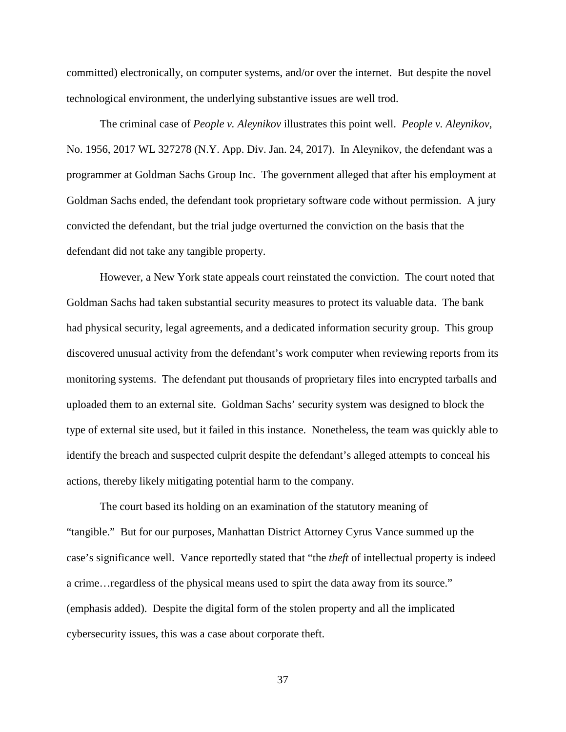committed) electronically, on computer systems, and/or over the internet. But despite the novel technological environment, the underlying substantive issues are well trod.

The criminal case of *People v. Aleynikov* illustrates this point well. *People v. Aleynikov*, No. 1956, 2017 WL 327278 (N.Y. App. Div. Jan. 24, 2017). In Aleynikov, the defendant was a programmer at Goldman Sachs Group Inc. The government alleged that after his employment at Goldman Sachs ended, the defendant took proprietary software code without permission. A jury convicted the defendant, but the trial judge overturned the conviction on the basis that the defendant did not take any tangible property.

However, a New York state appeals court reinstated the conviction. The court noted that Goldman Sachs had taken substantial security measures to protect its valuable data. The bank had physical security, legal agreements, and a dedicated information security group. This group discovered unusual activity from the defendant's work computer when reviewing reports from its monitoring systems. The defendant put thousands of proprietary files into encrypted tarballs and uploaded them to an external site. Goldman Sachs' security system was designed to block the type of external site used, but it failed in this instance. Nonetheless, the team was quickly able to identify the breach and suspected culprit despite the defendant's alleged attempts to conceal his actions, thereby likely mitigating potential harm to the company.

The court based its holding on an examination of the statutory meaning of "tangible." But for our purposes, Manhattan District Attorney Cyrus Vance summed up the case's significance well. Vance reportedly stated that "the *theft* of intellectual property is indeed a crime…regardless of the physical means used to spirt the data away from its source." (emphasis added). Despite the digital form of the stolen property and all the implicated cybersecurity issues, this was a case about corporate theft.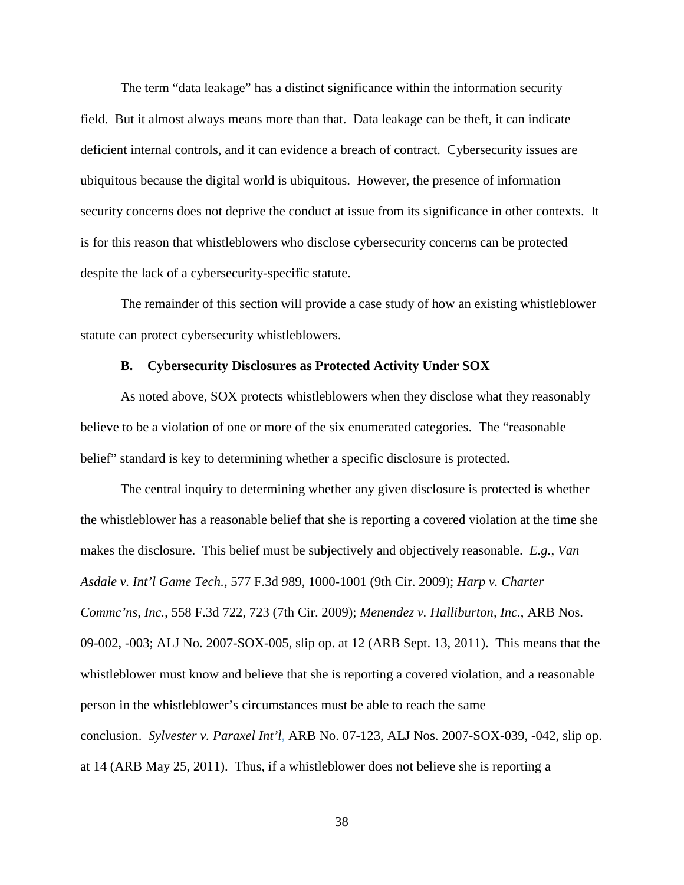The term "data leakage" has a distinct significance within the information security field. But it almost always means more than that. Data leakage can be theft, it can indicate deficient internal controls, and it can evidence a breach of contract. Cybersecurity issues are ubiquitous because the digital world is ubiquitous. However, the presence of information security concerns does not deprive the conduct at issue from its significance in other contexts. It is for this reason that whistleblowers who disclose cybersecurity concerns can be protected despite the lack of a cybersecurity-specific statute.

The remainder of this section will provide a case study of how an existing whistleblower statute can protect cybersecurity whistleblowers.

### B. Cybersecurity Disclosures as Protected Activity Under SOX

As noted above, SOX protects whistleblowers when they disclose what they reasonably believe to be a violation of one or more of the six enumerated categories. The "reasonable belief" standard is key to determining whether a specific disclosure is protected.

The central inquiry to determining whether any given disclosure is protected is whether the whistleblower has a reasonable belief that she is reporting a covered violation at the time she makes the disclosure. This belief must be subjectively and objectively reasonable. *E.g.*, *Van Asdale v. Int'l Game Tech.*, 577 F.3d 989, 1000-1001 (9th Cir. 2009); *Harp v. Charter Commc'ns, Inc.*, 558 F.3d 722, 723 (7th Cir. 2009); *Menendez v. Halliburton, Inc.*, ARB Nos. 09-002, -003; ALJ No. 2007-SOX-005, slip op. at 12 (ARB Sept. 13, 2011). This means that the whistleblower must know and believe that she is reporting a covered violation, and a reasonable person in the whistleblower's circumstances must be able to reach the same conclusion. *Sylvester v. Paraxel Int'l*, ARB No. 07-123, ALJ Nos. 2007-SOX-039, -042, slip op. at 14 (ARB May 25, 2011). Thus, if a whistleblower does not believe she is reporting a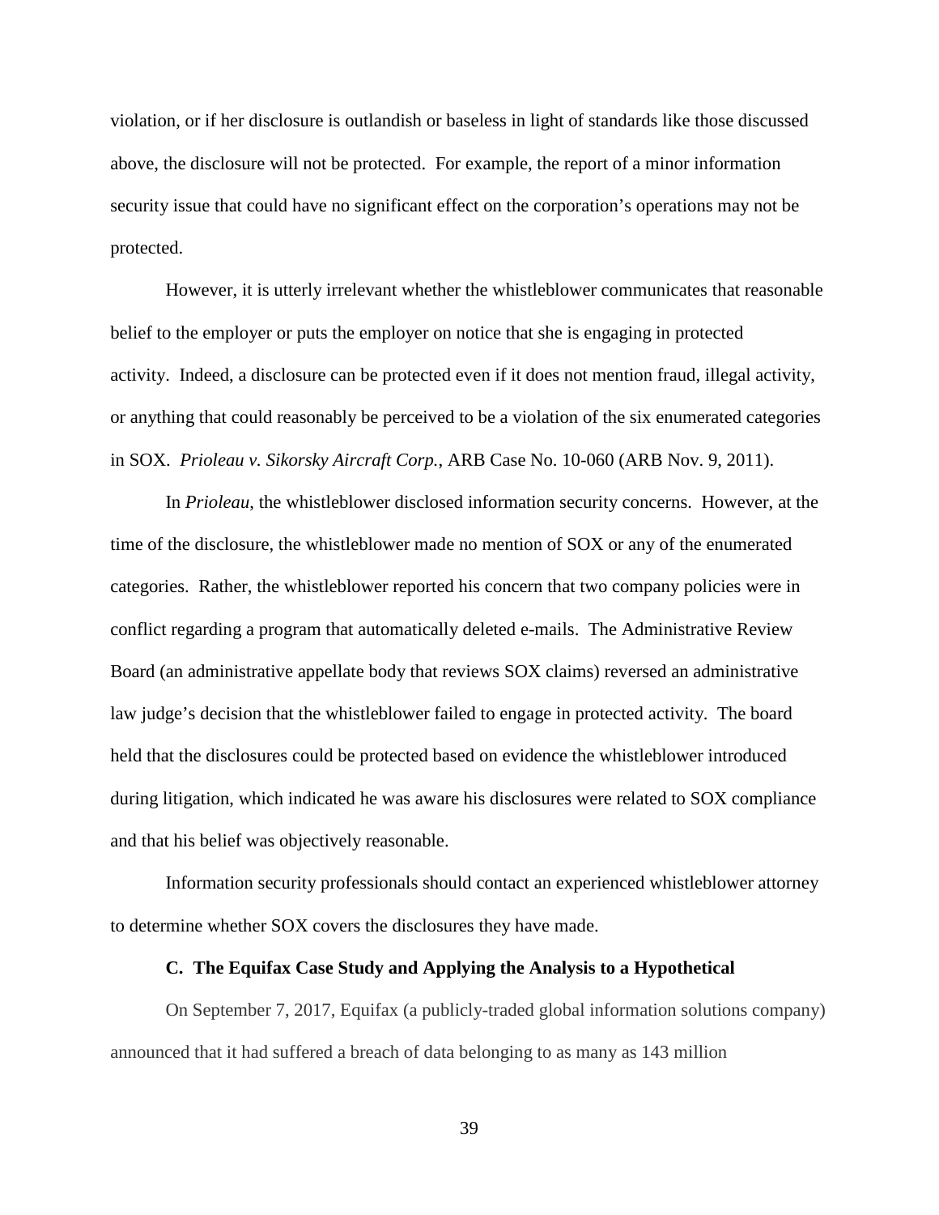violation, or if her disclosure is outlandish or baseless in light of standards like those discussed above, the disclosure will not be protected. For example, the report of a minor information security issue that could have no significant effect on the corporation's operations may not be protected.

However, it is utterly irrelevant whether the whistleblower communicates that reasonable belief to the employer or puts the employer on notice that she is engaging in protected activity. Indeed, a disclosure can be protected even if it does not mention fraud, illegal activity, or anything that could reasonably be perceived to be a violation of the six enumerated categories in SOX. *Prioleau v. Sikorsky Aircraft Corp.*, ARB Case No. 10-060 (ARB Nov. 9, 2011).

In *Prioleau*, the whistleblower disclosed information security concerns. However, at the time of the disclosure, the whistleblower made no mention of SOX or any of the enumerated categories. Rather, the whistleblower reported his concern that two company policies were in conflict regarding a program that automatically deleted e-mails. The Administrative Review Board (an administrative appellate body that reviews SOX claims) reversed an administrative law judge's decision that the whistleblower failed to engage in protected activity. The board held that the disclosures could be protected based on evidence the whistleblower introduced during litigation, which indicated he was aware his disclosures were related to SOX compliance and that his belief was objectively reasonable.

Information security professionals should contact an experienced whistleblower attorney to determine whether SOX covers the disclosures they have made.

### C. The Equifax Case Study and Applying the Analysis to a Hypothetical

On September 7, 2017, Equifax (a publicly-traded global information solutions company) announced that it had suffered a breach of data belonging to as many as 143 million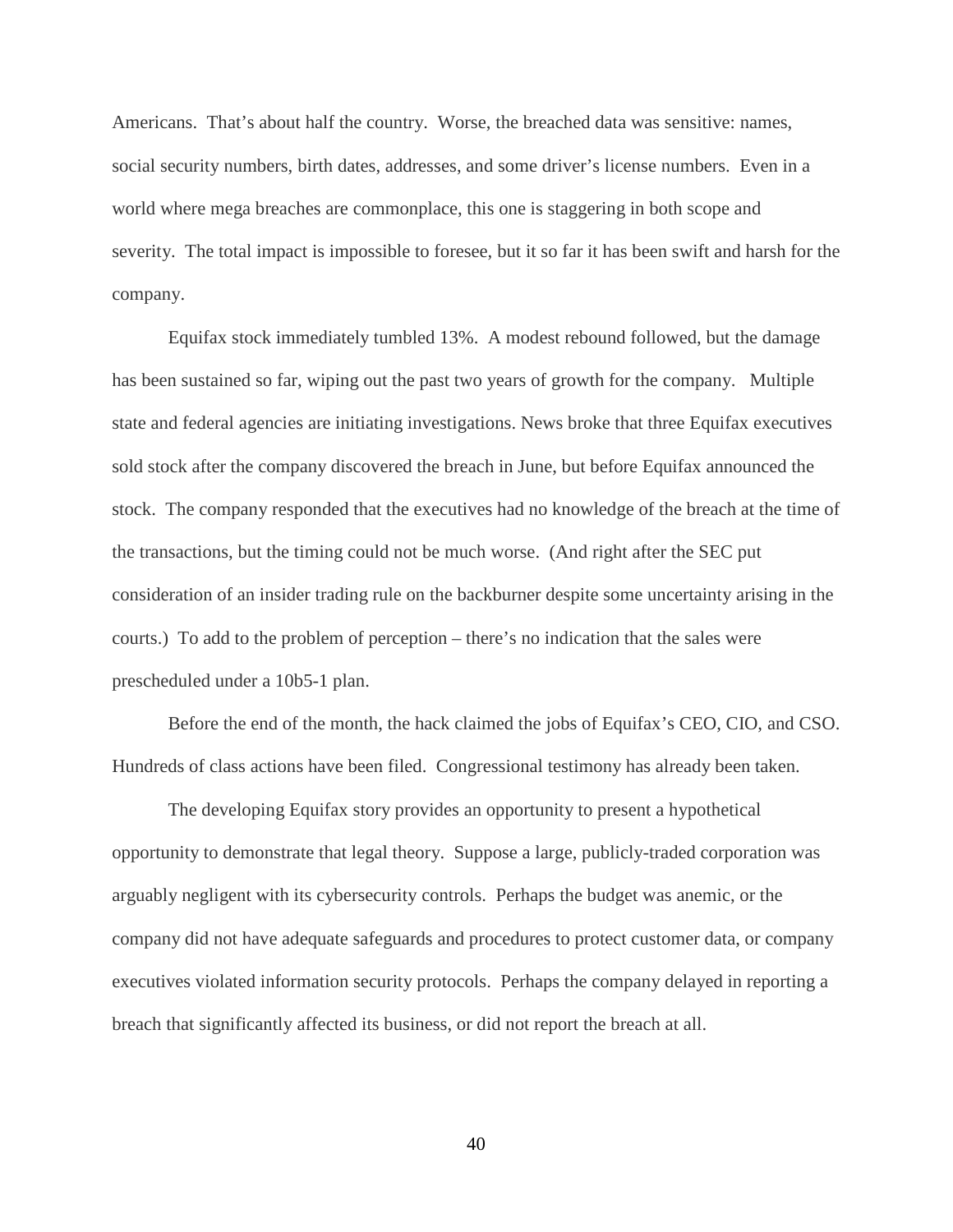Americans. That's about half the country. Worse, the breached data was sensitive: names, social security numbers, birth dates, addresses, and some driver's license numbers. Even in a world where mega breaches are commonplace, this one is staggering in both scope and severity. The total impact is impossible to foresee, but it so far it has been swift and harsh for the company.

Equifax stock immediately tumbled 13%. A modest rebound followed, but the damage has been sustained so far, wiping out the past two years of growth for the company. Multiple state and federal agencies are initiating investigations. News broke that three Equifax executives sold stock after the company discovered the breach in June, but before Equifax announced the stock. The company responded that the executives had no knowledge of the breach at the time of the transactions, but the timing could not be much worse. (And right after the SEC put consideration of an insider trading rule on the backburner despite some uncertainty arising in the courts.) To add to the problem of perception – there's no indication that the sales were prescheduled under a 10b5-1 plan.

Before the end of the month, the hack claimed the jobs of Equifax's CEO, CIO, and CSO. Hundreds of class actions have been filed. Congressional testimony has already been taken.

The developing Equifax story provides an opportunity to present a hypothetical opportunity to demonstrate that legal theory. Suppose a large, publicly-traded corporation was arguably negligent with its cybersecurity controls. Perhaps the budget was anemic, or the company did not have adequate safeguards and procedures to protect customer data, or company executives violated information security protocols. Perhaps the company delayed in reporting a breach that significantly affected its business, or did not report the breach at all.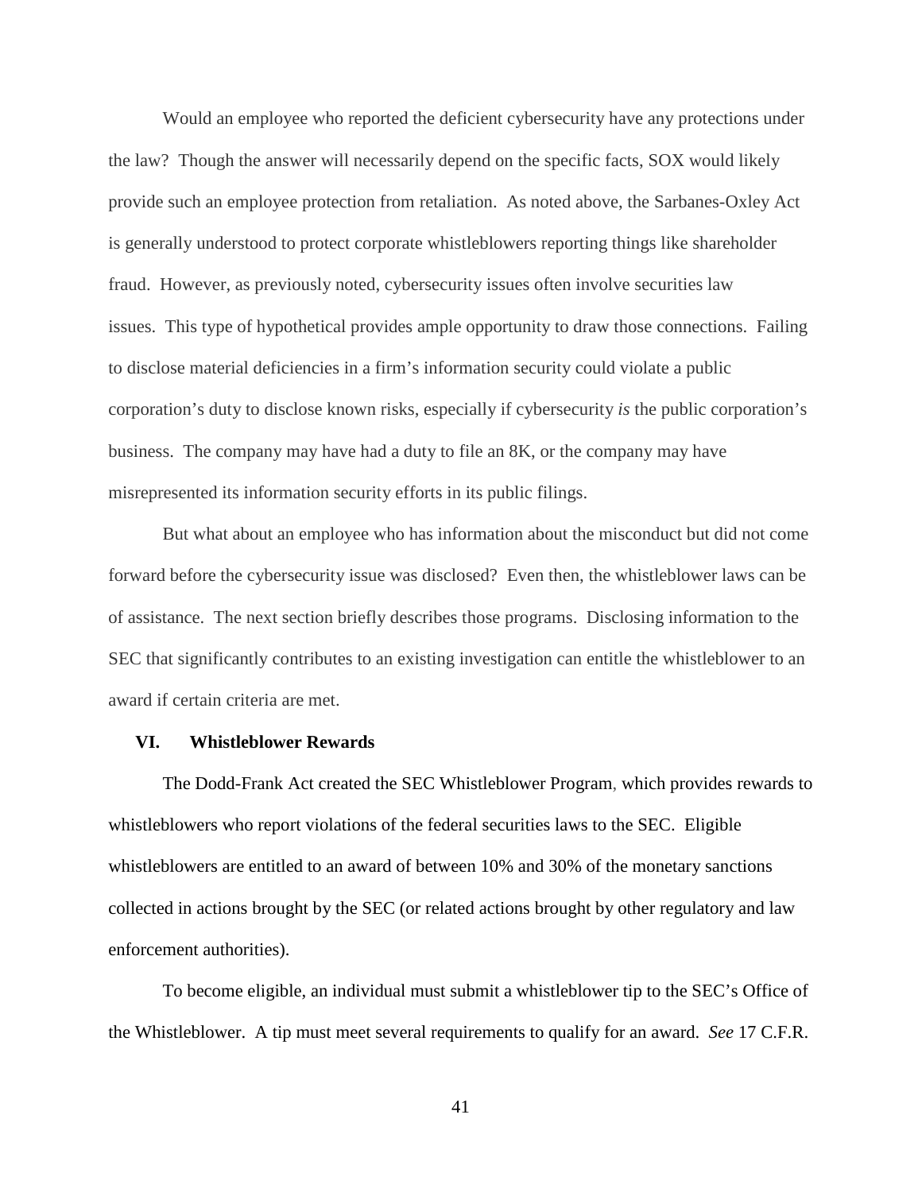Would an employee who reported the deficient cybersecurity have any protections under the law? Though the answer will necessarily depend on the specific facts, SOX would likely provide such an employee protection from retaliation. As noted above, the Sarbanes-Oxley Act is generally understood to protect corporate whistleblowers reporting things like shareholder fraud. However, as previously noted, cybersecurity issues often involve securities law issues. This type of hypothetical provides ample opportunity to draw those connections. Failing to disclose material deficiencies in a firm's information security could violate a public corporation's duty to disclose known risks, especially if cybersecurity *is* the public corporation's business. The company may have had a duty to file an 8K, or the company may have misrepresented its information security efforts in its public filings.

But what about an employee who has information about the misconduct but did not come forward before the cybersecurity issue was disclosed? Even then, the whistleblower laws can be of assistance. The next section briefly describes those programs. Disclosing information to the SEC that significantly contributes to an existing investigation can entitle the whistleblower to an award if certain criteria are met.

## VI. Whistleblower Rewards

The Dodd-Frank Act created the SEC Whistleblower Program, which provides rewards to whistleblowers who report violations of the federal securities laws to the SEC. Eligible whistleblowers are entitled to an award of between 10% and 30% of the monetary sanctions collected in actions brought by the SEC (or related actions brought by other regulatory and law enforcement authorities).

To become eligible, an individual must submit a whistleblower tip to the SEC's Office of the Whistleblower. A tip must meet several requirements to qualify for an award. *See* 17 C.F.R.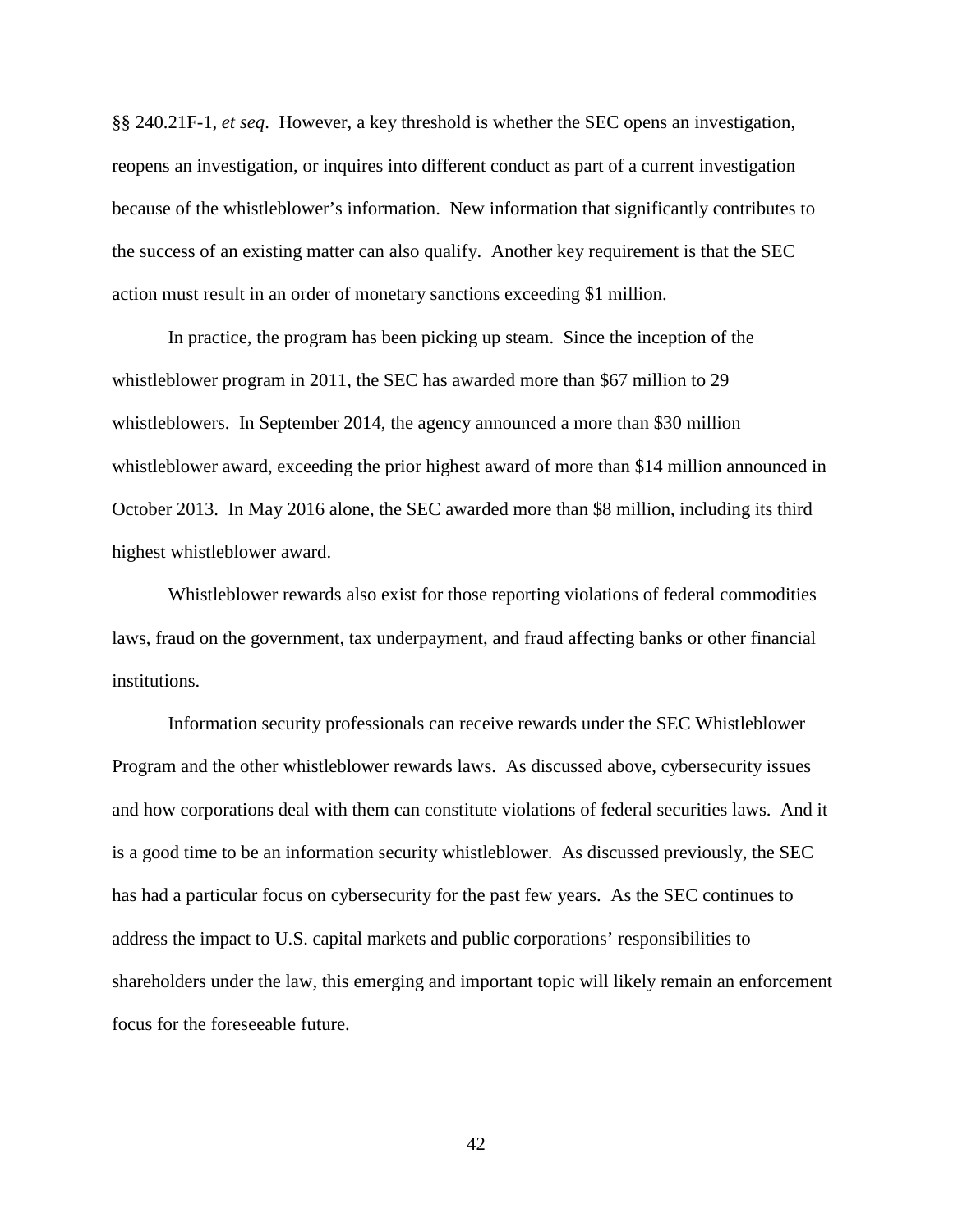§§ 240.21F-1, *et seq*. However, a key threshold is whether the SEC opens an investigation, reopens an investigation, or inquires into different conduct as part of a current investigation because of the whistleblower's information. New information that significantly contributes to the success of an existing matter can also qualify. Another key requirement is that the SEC action must result in an order of monetary sanctions exceeding $1 million.

In practice, the program has been picking up steam. Since the inception of the whistleblower program in 2011, the SEC has awarded more than $67 million to 29 whistleblowers. In September 2014, the agency announced a more than $30 million whistleblower award, exceeding the prior highest award of more than $14 million announced in October 2013. In May 2016 alone, the SEC awarded more than $8 million, including its third highest whistleblower award.

Whistleblower rewards also exist for those reporting violations of federal commodities laws, fraud on the government, tax underpayment, and fraud affecting banks or other financial institutions.

Information security professionals can receive rewards under the SEC Whistleblower Program and the other whistleblower rewards laws. As discussed above, cybersecurity issues and how corporations deal with them can constitute violations of federal securities laws. And it is a good time to be an information security whistleblower. As discussed previously, the SEC has had a particular focus on cybersecurity for the past few years. As the SEC continues to address the impact to U.S. capital markets and public corporations' responsibilities to shareholders under the law, this emerging and important topic will likely remain an enforcement focus for the foreseeable future.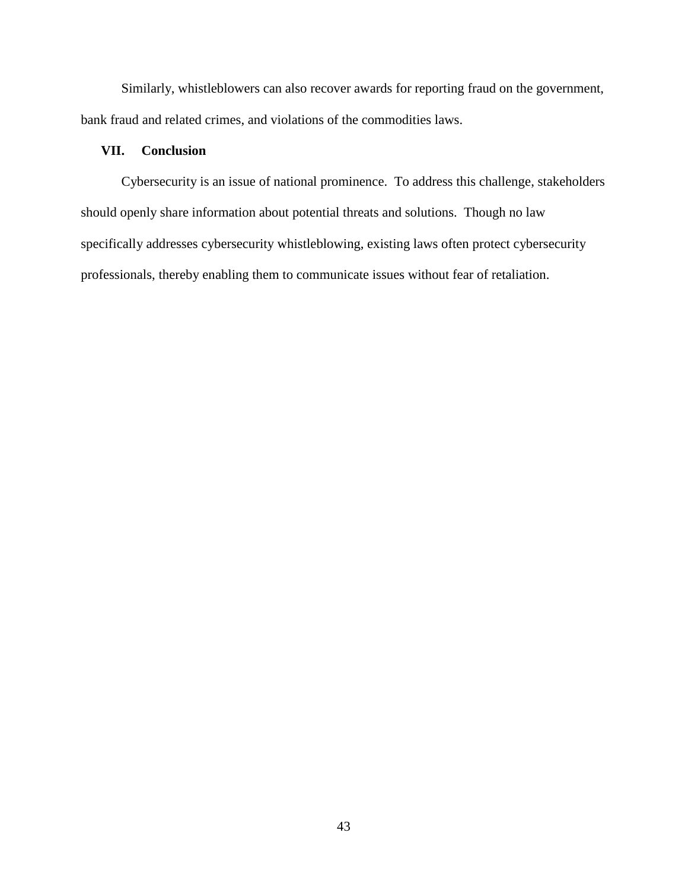Similarly, whistleblowers can also recover awards for reporting fraud on the government, bank fraud and related crimes, and violations of the commodities laws.

## VII. Conclusion

Cybersecurity is an issue of national prominence. To address this challenge, stakeholders should openly share information about potential threats and solutions. Though no law specifically addresses cybersecurity whistleblowing, existing laws often protect cybersecurity professionals, thereby enabling them to communicate issues without fear of retaliation.